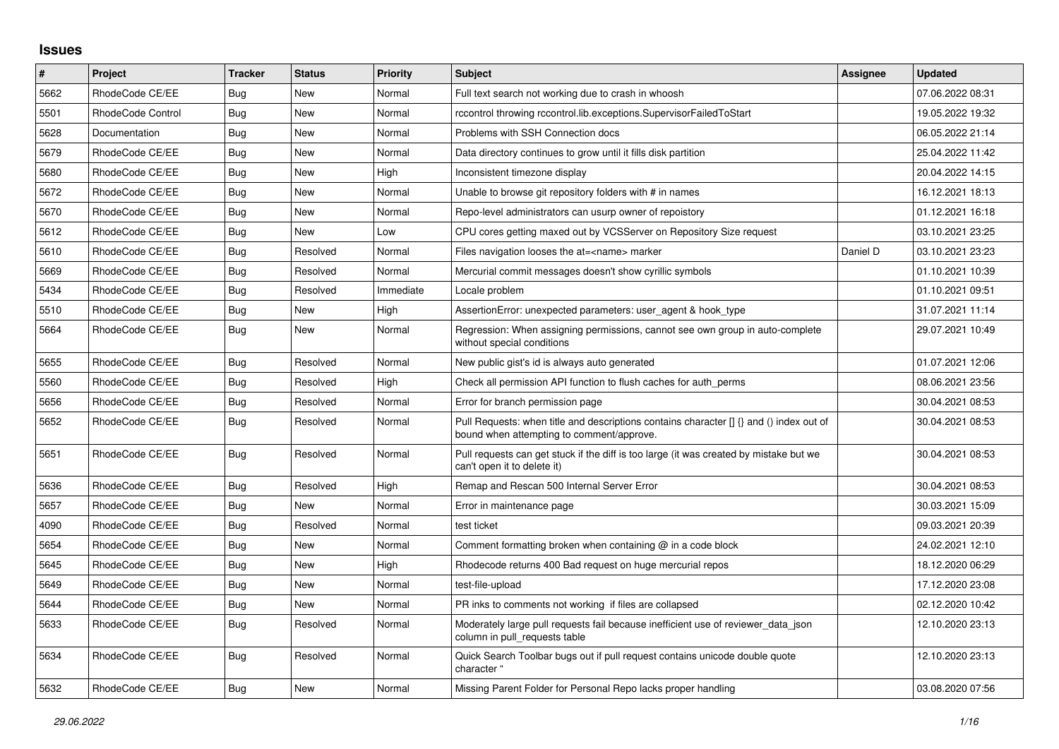## Issues

| # | Project | Tracker | Status | Priority | Subject | Assignee | Updated |
|---|---|---|---|---|---|---|---|
| 5662 | RhodeCode CE/EE | Bug | New | Normal | Full text search not working due to crash in whoosh | | 07.06.2022 08:31 |
| 5501 | RhodeCode Control | Bug | New | Normal | rccontrol throwing rccontrol.lib.exceptions.SupervisorFailedToStart | | 19.05.2022 19:32 |
| 5628 | Documentation | Bug | New | Normal | Problems with SSH Connection docs | | 06.05.2022 21:14 |
| 5679 | RhodeCode CE/EE | Bug | New | Normal | Data directory continues to grow until it fills disk partition | | 25.04.2022 11:42 |
| 5680 | RhodeCode CE/EE | Bug | New | High | Inconsistent timezone display | | 20.04.2022 14:15 |
| 5672 | RhodeCode CE/EE | Bug | New | Normal | Unable to browse git repository folders with # in names | | 16.12.2021 18:13 |
| 5670 | RhodeCode CE/EE | Bug | New | Normal | Repo-level administrators can usurp owner of repoistory | | 01.12.2021 16:18 |
| 5612 | RhodeCode CE/EE | Bug | New | Low | CPU cores getting maxed out by VCSServer on Repository Size request | | 03.10.2021 23:25 |
| 5610 | RhodeCode CE/EE | Bug | Resolved | Normal | Files navigation looses the at=<name> marker | Daniel D | 03.10.2021 23:23 |
| 5669 | RhodeCode CE/EE | Bug | Resolved | Normal | Mercurial commit messages doesn't show cyrillic symbols | | 01.10.2021 10:39 |
| 5434 | RhodeCode CE/EE | Bug | Resolved | Immediate | Locale problem | | 01.10.2021 09:51 |
| 5510 | RhodeCode CE/EE | Bug | New | High | AssertionError: unexpected parameters: user_agent & hook_type | | 31.07.2021 11:14 |
| 5664 | RhodeCode CE/EE | Bug | New | Normal | Regression: When assigning permissions, cannot see own group in auto-complete without special conditions | | 29.07.2021 10:49 |
| 5655 | RhodeCode CE/EE | Bug | Resolved | Normal | New public gist's id is always auto generated | | 01.07.2021 12:06 |
| 5560 | RhodeCode CE/EE | Bug | Resolved | High | Check all permission API function to flush caches for auth_perms | | 08.06.2021 23:56 |
| 5656 | RhodeCode CE/EE | Bug | Resolved | Normal | Error for branch permission page | | 30.04.2021 08:53 |
| 5652 | RhodeCode CE/EE | Bug | Resolved | Normal | Pull Requests: when title and descriptions contains character [] {} and () index out of bound when attempting to comment/approve. | | 30.04.2021 08:53 |
| 5651 | RhodeCode CE/EE | Bug | Resolved | Normal | Pull requests can get stuck if the diff is too large (it was created by mistake but we can't open it to delete it) | | 30.04.2021 08:53 |
| 5636 | RhodeCode CE/EE | Bug | Resolved | High | Remap and Rescan 500 Internal Server Error | | 30.04.2021 08:53 |
| 5657 | RhodeCode CE/EE | Bug | New | Normal | Error in maintenance page | | 30.03.2021 15:09 |
| 4090 | RhodeCode CE/EE | Bug | Resolved | Normal | test ticket | | 09.03.2021 20:39 |
| 5654 | RhodeCode CE/EE | Bug | New | Normal | Comment formatting broken when containing @ in a code block | | 24.02.2021 12:10 |
| 5645 | RhodeCode CE/EE | Bug | New | High | Rhodecode returns 400 Bad request on huge mercurial repos | | 18.12.2020 06:29 |
| 5649 | RhodeCode CE/EE | Bug | New | Normal | test-file-upload | | 17.12.2020 23:08 |
| 5644 | RhodeCode CE/EE | Bug | New | Normal | PR inks to comments not working if files are collapsed | | 02.12.2020 10:42 |
| 5633 | RhodeCode CE/EE | Bug | Resolved | Normal | Moderately large pull requests fail because inefficient use of reviewer_data_json column in pull_requests table | | 12.10.2020 23:13 |
| 5634 | RhodeCode CE/EE | Bug | Resolved | Normal | Quick Search Toolbar bugs out if pull request contains unicode double quote character “ | | 12.10.2020 23:13 |
| 5632 | RhodeCode CE/EE | Bug | New | Normal | Missing Parent Folder for Personal Repo lacks proper handling | | 03.08.2020 07:56 |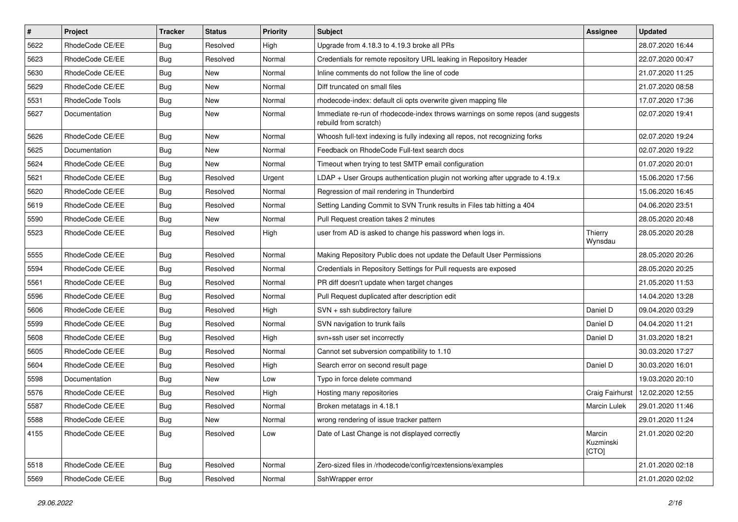| # | Project | Tracker | Status | Priority | Subject | Assignee | Updated |
|---|---|---|---|---|---|---|---|
| 5622 | RhodeCode CE/EE | Bug | Resolved | High | Upgrade from 4.18.3 to 4.19.3 broke all PRs | | 28.07.2020 16:44 |
| 5623 | RhodeCode CE/EE | Bug | Resolved | Normal | Credentials for remote repository URL leaking in Repository Header | | 22.07.2020 00:47 |
| 5630 | RhodeCode CE/EE | Bug | New | Normal | Inline comments do not follow the line of code | | 21.07.2020 11:25 |
| 5629 | RhodeCode CE/EE | Bug | New | Normal | Diff truncated on small files | | 21.07.2020 08:58 |
| 5531 | RhodeCode Tools | Bug | New | Normal | rhodecode-index: default cli opts overwrite given mapping file | | 17.07.2020 17:36 |
| 5627 | Documentation | Bug | New | Normal | Immediate re-run of rhodecode-index throws warnings on some repos (and suggests rebuild from scratch) | | 02.07.2020 19:41 |
| 5626 | RhodeCode CE/EE | Bug | New | Normal | Whoosh full-text indexing is fully indexing all repos, not recognizing forks | | 02.07.2020 19:24 |
| 5625 | Documentation | Bug | New | Normal | Feedback on RhodeCode Full-text search docs | | 02.07.2020 19:22 |
| 5624 | RhodeCode CE/EE | Bug | New | Normal | Timeout when trying to test SMTP email configuration | | 01.07.2020 20:01 |
| 5621 | RhodeCode CE/EE | Bug | Resolved | Urgent | LDAP + User Groups authentication plugin not working after upgrade to 4.19.x | | 15.06.2020 17:56 |
| 5620 | RhodeCode CE/EE | Bug | Resolved | Normal | Regression of mail rendering in Thunderbird | | 15.06.2020 16:45 |
| 5619 | RhodeCode CE/EE | Bug | Resolved | Normal | Setting Landing Commit to SVN Trunk results in Files tab hitting a 404 | | 04.06.2020 23:51 |
| 5590 | RhodeCode CE/EE | Bug | New | Normal | Pull Request creation takes 2 minutes | | 28.05.2020 20:48 |
| 5523 | RhodeCode CE/EE | Bug | Resolved | High | user from AD is asked to change his password when logs in. | Thierry Wynsdau | 28.05.2020 20:28 |
| 5555 | RhodeCode CE/EE | Bug | Resolved | Normal | Making Repository Public does not update the Default User Permissions | | 28.05.2020 20:26 |
| 5594 | RhodeCode CE/EE | Bug | Resolved | Normal | Credentials in Repository Settings for Pull requests are exposed | | 28.05.2020 20:25 |
| 5561 | RhodeCode CE/EE | Bug | Resolved | Normal | PR diff doesn't update when target changes | | 21.05.2020 11:53 |
| 5596 | RhodeCode CE/EE | Bug | Resolved | Normal | Pull Request duplicated after description edit | | 14.04.2020 13:28 |
| 5606 | RhodeCode CE/EE | Bug | Resolved | High | SVN + ssh subdirectory failure | Daniel D | 09.04.2020 03:29 |
| 5599 | RhodeCode CE/EE | Bug | Resolved | Normal | SVN navigation to trunk fails | Daniel D | 04.04.2020 11:21 |
| 5608 | RhodeCode CE/EE | Bug | Resolved | High | svn+ssh user set incorrectly | Daniel D | 31.03.2020 18:21 |
| 5605 | RhodeCode CE/EE | Bug | Resolved | Normal | Cannot set subversion compatibility to 1.10 | | 30.03.2020 17:27 |
| 5604 | RhodeCode CE/EE | Bug | Resolved | High | Search error on second result page | Daniel D | 30.03.2020 16:01 |
| 5598 | Documentation | Bug | New | Low | Typo in force delete command | | 19.03.2020 20:10 |
| 5576 | RhodeCode CE/EE | Bug | Resolved | High | Hosting many repositories | Craig Fairhurst | 12.02.2020 12:55 |
| 5587 | RhodeCode CE/EE | Bug | Resolved | Normal | Broken metatags in 4.18.1 | Marcin Lulek | 29.01.2020 11:46 |
| 5588 | RhodeCode CE/EE | Bug | New | Normal | wrong rendering of issue tracker pattern | | 29.01.2020 11:24 |
| 4155 | RhodeCode CE/EE | Bug | Resolved | Low | Date of Last Change is not displayed correctly | Marcin Kuzminski [CTO] | 21.01.2020 02:20 |
| 5518 | RhodeCode CE/EE | Bug | Resolved | Normal | Zero-sized files in /rhodecode/config/rcextensions/examples | | 21.01.2020 02:18 |
| 5569 | RhodeCode CE/EE | Bug | Resolved | Normal | SshWrapper error | | 21.01.2020 02:02 |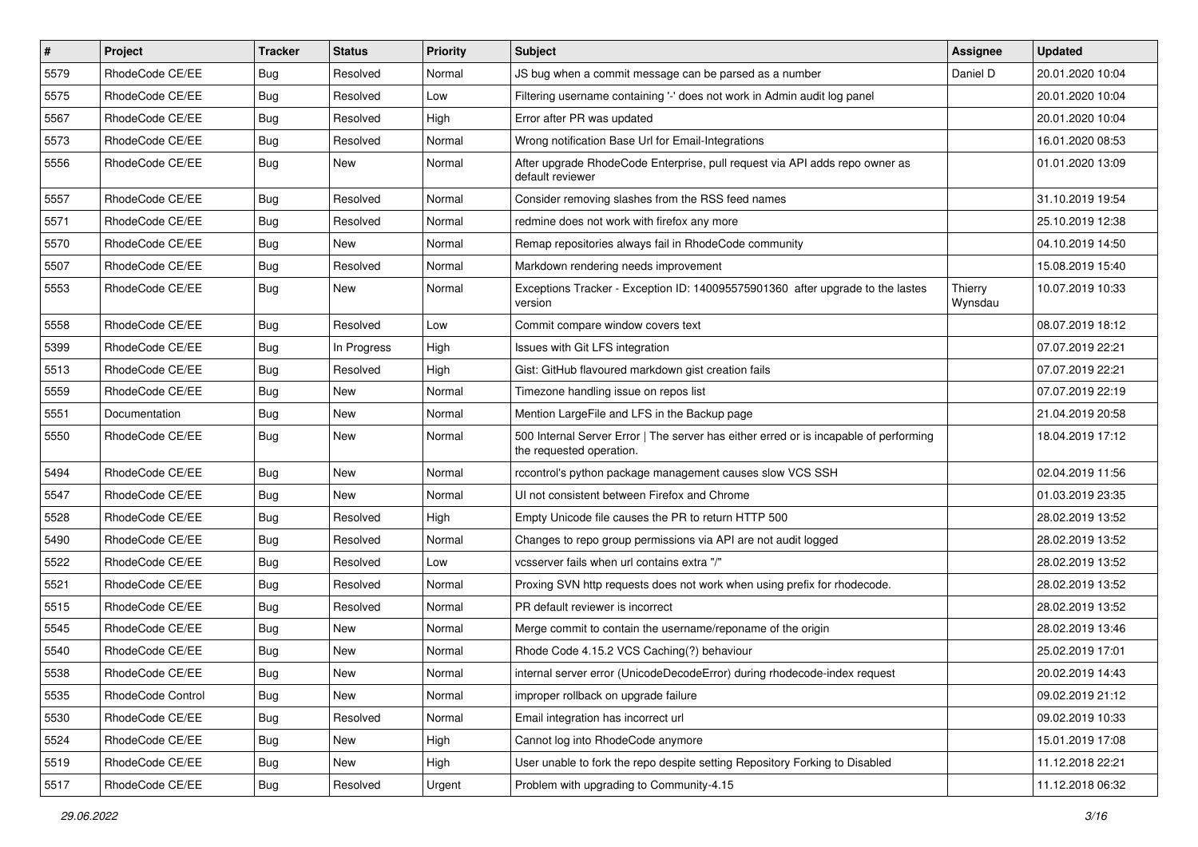| # | Project | Tracker | Status | Priority | Subject | Assignee | Updated |
|---|---|---|---|---|---|---|---|
| 5579 | RhodeCode CE/EE | Bug | Resolved | Normal | JS bug when a commit message can be parsed as a number | Daniel D | 20.01.2020 10:04 |
| 5575 | RhodeCode CE/EE | Bug | Resolved | Low | Filtering username containing '-' does not work in Admin audit log panel | | 20.01.2020 10:04 |
| 5567 | RhodeCode CE/EE | Bug | Resolved | High | Error after PR was updated | | 20.01.2020 10:04 |
| 5573 | RhodeCode CE/EE | Bug | Resolved | Normal | Wrong notification Base Url for Email-Integrations | | 16.01.2020 08:53 |
| 5556 | RhodeCode CE/EE | Bug | New | Normal | After upgrade RhodeCode Enterprise, pull request via API adds repo owner as default reviewer | | 01.01.2020 13:09 |
| 5557 | RhodeCode CE/EE | Bug | Resolved | Normal | Consider removing slashes from the RSS feed names | | 31.10.2019 19:54 |
| 5571 | RhodeCode CE/EE | Bug | Resolved | Normal | redmine does not work with firefox any more | | 25.10.2019 12:38 |
| 5570 | RhodeCode CE/EE | Bug | New | Normal | Remap repositories always fail in RhodeCode community | | 04.10.2019 14:50 |
| 5507 | RhodeCode CE/EE | Bug | Resolved | Normal | Markdown rendering needs improvement | | 15.08.2019 15:40 |
| 5553 | RhodeCode CE/EE | Bug | New | Normal | Exceptions Tracker - Exception ID: 140095575901360 after upgrade to the lastes version | Thierry Wynsdau | 10.07.2019 10:33 |
| 5558 | RhodeCode CE/EE | Bug | Resolved | Low | Commit compare window covers text | | 08.07.2019 18:12 |
| 5399 | RhodeCode CE/EE | Bug | In Progress | High | Issues with Git LFS integration | | 07.07.2019 22:21 |
| 5513 | RhodeCode CE/EE | Bug | Resolved | High | Gist: GitHub flavoured markdown gist creation fails | | 07.07.2019 22:21 |
| 5559 | RhodeCode CE/EE | Bug | New | Normal | Timezone handling issue on repos list | | 07.07.2019 22:19 |
| 5551 | Documentation | Bug | New | Normal | Mention LargeFile and LFS in the Backup page | | 21.04.2019 20:58 |
| 5550 | RhodeCode CE/EE | Bug | New | Normal | 500 Internal Server Error \| The server has either erred or is incapable of performing the requested operation. | | 18.04.2019 17:12 |
| 5494 | RhodeCode CE/EE | Bug | New | Normal | rccontrol's python package management causes slow VCS SSH | | 02.04.2019 11:56 |
| 5547 | RhodeCode CE/EE | Bug | New | Normal | UI not consistent between Firefox and Chrome | | 01.03.2019 23:35 |
| 5528 | RhodeCode CE/EE | Bug | Resolved | High | Empty Unicode file causes the PR to return HTTP 500 | | 28.02.2019 13:52 |
| 5490 | RhodeCode CE/EE | Bug | Resolved | Normal | Changes to repo group permissions via API are not audit logged | | 28.02.2019 13:52 |
| 5522 | RhodeCode CE/EE | Bug | Resolved | Low | vcsserver fails when url contains extra "/" | | 28.02.2019 13:52 |
| 5521 | RhodeCode CE/EE | Bug | Resolved | Normal | Proxing SVN http requests does not work when using prefix for rhodecode. | | 28.02.2019 13:52 |
| 5515 | RhodeCode CE/EE | Bug | Resolved | Normal | PR default reviewer is incorrect | | 28.02.2019 13:52 |
| 5545 | RhodeCode CE/EE | Bug | New | Normal | Merge commit to contain the username/reponame of the origin | | 28.02.2019 13:46 |
| 5540 | RhodeCode CE/EE | Bug | New | Normal | Rhode Code 4.15.2 VCS Caching(?) behaviour | | 25.02.2019 17:01 |
| 5538 | RhodeCode CE/EE | Bug | New | Normal | internal server error (UnicodeDecodeError) during rhodecode-index request | | 20.02.2019 14:43 |
| 5535 | RhodeCode Control | Bug | New | Normal | improper rollback on upgrade failure | | 09.02.2019 21:12 |
| 5530 | RhodeCode CE/EE | Bug | Resolved | Normal | Email integration has incorrect url | | 09.02.2019 10:33 |
| 5524 | RhodeCode CE/EE | Bug | New | High | Cannot log into RhodeCode anymore | | 15.01.2019 17:08 |
| 5519 | RhodeCode CE/EE | Bug | New | High | User unable to fork the repo despite setting Repository Forking to Disabled | | 11.12.2018 22:21 |
| 5517 | RhodeCode CE/EE | Bug | Resolved | Urgent | Problem with upgrading to Community-4.15 | | 11.12.2018 06:32 |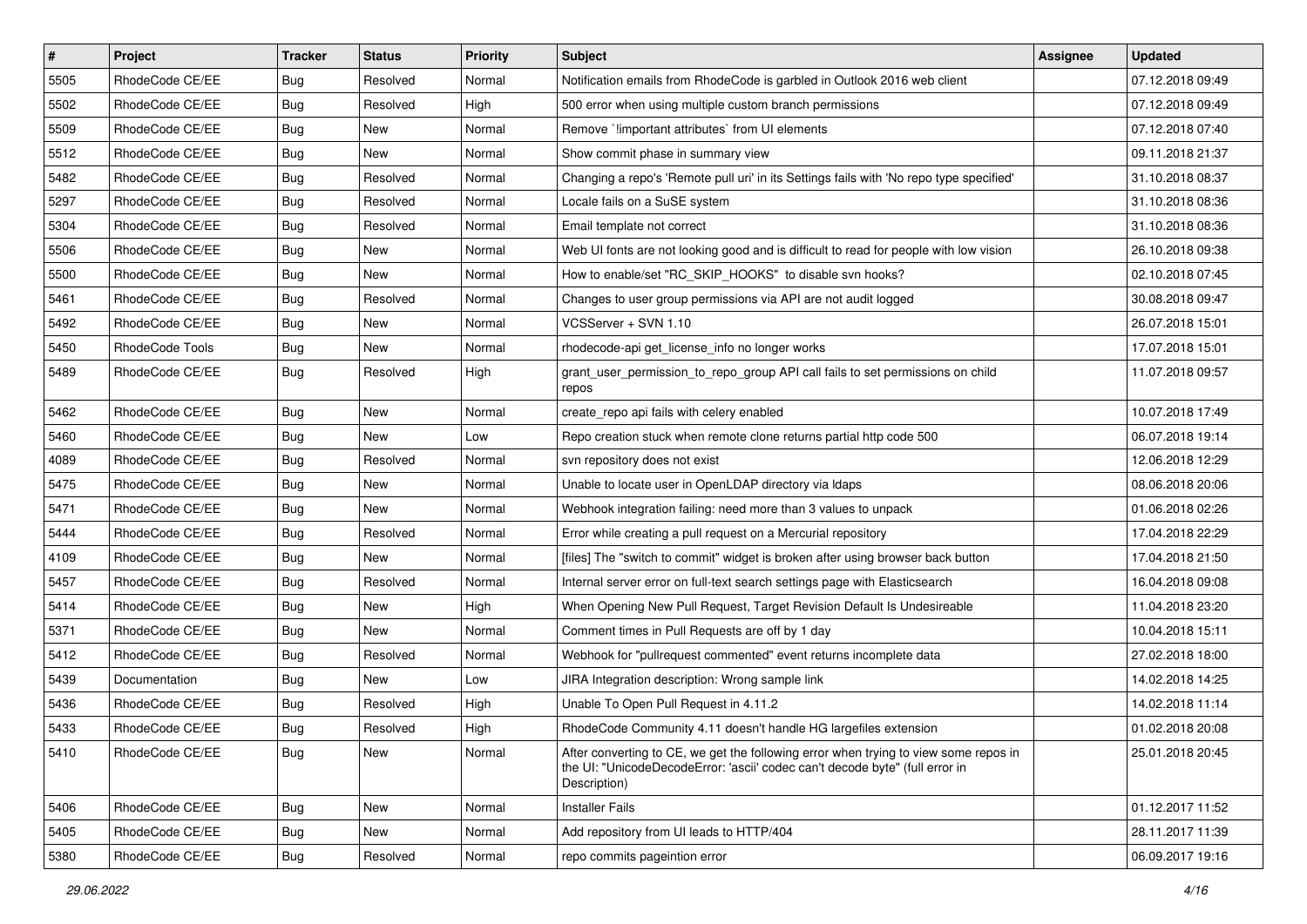| # | Project | Tracker | Status | Priority | Subject | Assignee | Updated |
|---|---|---|---|---|---|---|---|
| 5505 | RhodeCode CE/EE | Bug | Resolved | Normal | Notification emails from RhodeCode is garbled in Outlook 2016 web client | | 07.12.2018 09:49 |
| 5502 | RhodeCode CE/EE | Bug | Resolved | High | 500 error when using multiple custom branch permissions | | 07.12.2018 09:49 |
| 5509 | RhodeCode CE/EE | Bug | New | Normal | Remove `!important attributes` from UI elements | | 07.12.2018 07:40 |
| 5512 | RhodeCode CE/EE | Bug | New | Normal | Show commit phase in summary view | | 09.11.2018 21:37 |
| 5482 | RhodeCode CE/EE | Bug | Resolved | Normal | Changing a repo's 'Remote pull uri' in its Settings fails with 'No repo type specified' | | 31.10.2018 08:37 |
| 5297 | RhodeCode CE/EE | Bug | Resolved | Normal | Locale fails on a SuSE system | | 31.10.2018 08:36 |
| 5304 | RhodeCode CE/EE | Bug | Resolved | Normal | Email template not correct | | 31.10.2018 08:36 |
| 5506 | RhodeCode CE/EE | Bug | New | Normal | Web UI fonts are not looking good and is difficult to read for people with low vision | | 26.10.2018 09:38 |
| 5500 | RhodeCode CE/EE | Bug | New | Normal | How to enable/set "RC_SKIP_HOOKS" to disable svn hooks? | | 02.10.2018 07:45 |
| 5461 | RhodeCode CE/EE | Bug | Resolved | Normal | Changes to user group permissions via API are not audit logged | | 30.08.2018 09:47 |
| 5492 | RhodeCode CE/EE | Bug | New | Normal | VCSServer + SVN 1.10 | | 26.07.2018 15:01 |
| 5450 | RhodeCode Tools | Bug | New | Normal | rhodecode-api get_license_info no longer works | | 17.07.2018 15:01 |
| 5489 | RhodeCode CE/EE | Bug | Resolved | High | grant_user_permission_to_repo_group API call fails to set permissions on child repos | | 11.07.2018 09:57 |
| 5462 | RhodeCode CE/EE | Bug | New | Normal | create_repo api fails with celery enabled | | 10.07.2018 17:49 |
| 5460 | RhodeCode CE/EE | Bug | New | Low | Repo creation stuck when remote clone returns partial http code 500 | | 06.07.2018 19:14 |
| 4089 | RhodeCode CE/EE | Bug | Resolved | Normal | svn repository does not exist | | 12.06.2018 12:29 |
| 5475 | RhodeCode CE/EE | Bug | New | Normal | Unable to locate user in OpenLDAP directory via ldaps | | 08.06.2018 20:06 |
| 5471 | RhodeCode CE/EE | Bug | New | Normal | Webhook integration failing: need more than 3 values to unpack | | 01.06.2018 02:26 |
| 5444 | RhodeCode CE/EE | Bug | Resolved | Normal | Error while creating a pull request on a Mercurial repository | | 17.04.2018 22:29 |
| 4109 | RhodeCode CE/EE | Bug | New | Normal | [files] The "switch to commit" widget is broken after using browser back button | | 17.04.2018 21:50 |
| 5457 | RhodeCode CE/EE | Bug | Resolved | Normal | Internal server error on full-text search settings page with Elasticsearch | | 16.04.2018 09:08 |
| 5414 | RhodeCode CE/EE | Bug | New | High | When Opening New Pull Request, Target Revision Default Is Undesireable | | 11.04.2018 23:20 |
| 5371 | RhodeCode CE/EE | Bug | New | Normal | Comment times in Pull Requests are off by 1 day | | 10.04.2018 15:11 |
| 5412 | RhodeCode CE/EE | Bug | Resolved | Normal | Webhook for "pullrequest commented" event returns incomplete data | | 27.02.2018 18:00 |
| 5439 | Documentation | Bug | New | Low | JIRA Integration description: Wrong sample link | | 14.02.2018 14:25 |
| 5436 | RhodeCode CE/EE | Bug | Resolved | High | Unable To Open Pull Request in 4.11.2 | | 14.02.2018 11:14 |
| 5433 | RhodeCode CE/EE | Bug | Resolved | High | RhodeCode Community 4.11 doesn't handle HG largefiles extension | | 01.02.2018 20:08 |
| 5410 | RhodeCode CE/EE | Bug | New | Normal | After converting to CE, we get the following error when trying to view some repos in the UI: "UnicodeDecodeError: 'ascii' codec can't decode byte" (full error in Description) | | 25.01.2018 20:45 |
| 5406 | RhodeCode CE/EE | Bug | New | Normal | Installer Fails | | 01.12.2017 11:52 |
| 5405 | RhodeCode CE/EE | Bug | New | Normal | Add repository from UI leads to HTTP/404 | | 28.11.2017 11:39 |
| 5380 | RhodeCode CE/EE | Bug | Resolved | Normal | repo commits pageintion error | | 06.09.2017 19:16 |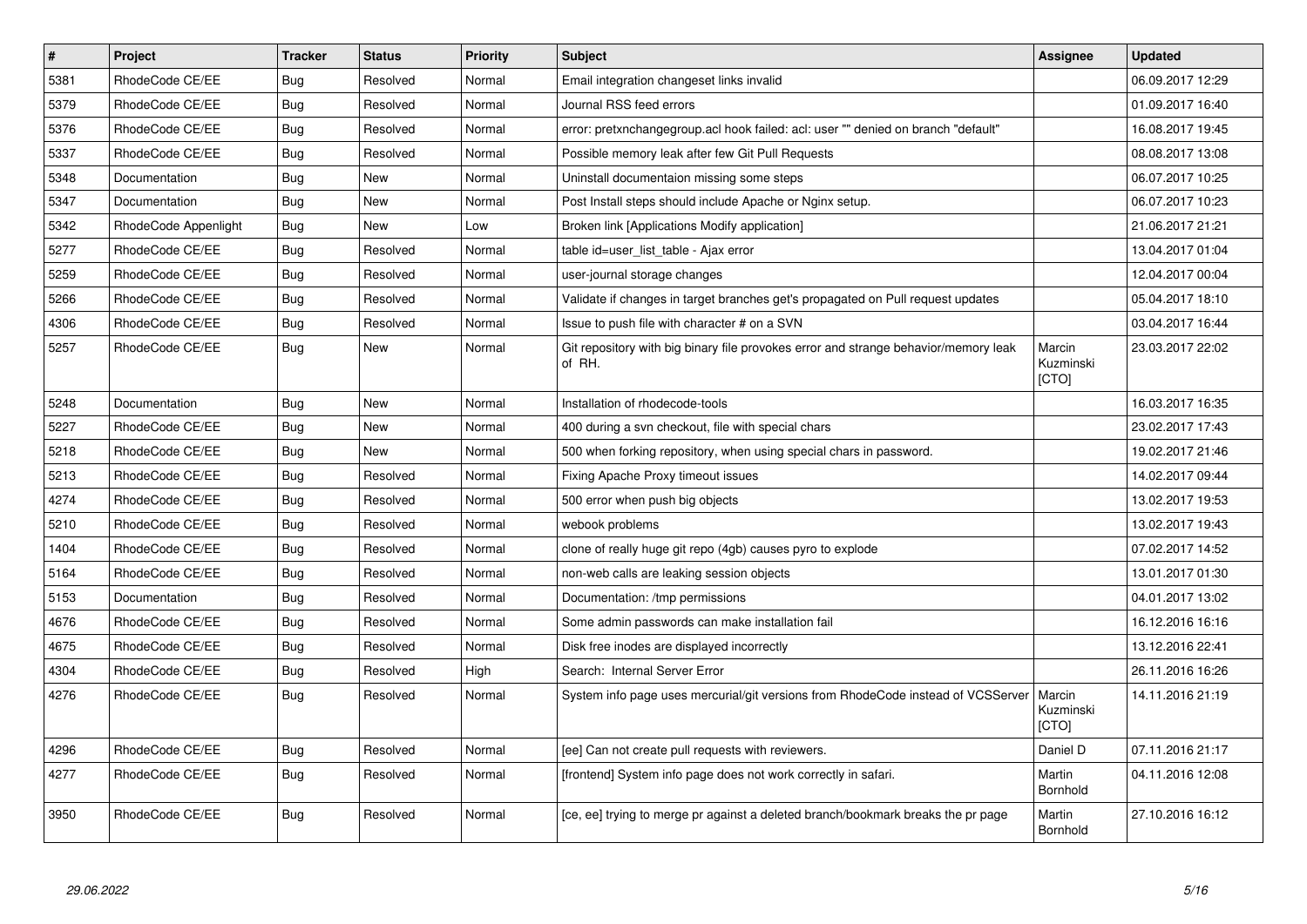| # | Project | Tracker | Status | Priority | Subject | Assignee | Updated |
|---|---|---|---|---|---|---|---|
| 5381 | RhodeCode CE/EE | Bug | Resolved | Normal | Email integration changeset links invalid | | 06.09.2017 12:29 |
| 5379 | RhodeCode CE/EE | Bug | Resolved | Normal | Journal RSS feed errors | | 01.09.2017 16:40 |
| 5376 | RhodeCode CE/EE | Bug | Resolved | Normal | error: pretxnchangegroup.acl hook failed: acl: user "" denied on branch "default" | | 16.08.2017 19:45 |
| 5337 | RhodeCode CE/EE | Bug | Resolved | Normal | Possible memory leak after few Git Pull Requests | | 08.08.2017 13:08 |
| 5348 | Documentation | Bug | New | Normal | Uninstall documentaion missing some steps | | 06.07.2017 10:25 |
| 5347 | Documentation | Bug | New | Normal | Post Install steps should include Apache or Nginx setup. | | 06.07.2017 10:23 |
| 5342 | RhodeCode Appenlight | Bug | New | Low | Broken link [Applications Modify application] | | 21.06.2017 21:21 |
| 5277 | RhodeCode CE/EE | Bug | Resolved | Normal | table id=user_list_table - Ajax error | | 13.04.2017 01:04 |
| 5259 | RhodeCode CE/EE | Bug | Resolved | Normal | user-journal storage changes | | 12.04.2017 00:04 |
| 5266 | RhodeCode CE/EE | Bug | Resolved | Normal | Validate if changes in target branches get's propagated on Pull request updates | | 05.04.2017 18:10 |
| 4306 | RhodeCode CE/EE | Bug | Resolved | Normal | Issue to push file with character # on a SVN | | 03.04.2017 16:44 |
| 5257 | RhodeCode CE/EE | Bug | New | Normal | Git repository with big binary file provokes error and strange behavior/memory leak of RH. | Marcin Kuzminski [CTO] | 23.03.2017 22:02 |
| 5248 | Documentation | Bug | New | Normal | Installation of rhodecode-tools | | 16.03.2017 16:35 |
| 5227 | RhodeCode CE/EE | Bug | New | Normal | 400 during a svn checkout, file with special chars | | 23.02.2017 17:43 |
| 5218 | RhodeCode CE/EE | Bug | New | Normal | 500 when forking repository, when using special chars in password. | | 19.02.2017 21:46 |
| 5213 | RhodeCode CE/EE | Bug | Resolved | Normal | Fixing Apache Proxy timeout issues | | 14.02.2017 09:44 |
| 4274 | RhodeCode CE/EE | Bug | Resolved | Normal | 500 error when push big objects | | 13.02.2017 19:53 |
| 5210 | RhodeCode CE/EE | Bug | Resolved | Normal | webook problems | | 13.02.2017 19:43 |
| 1404 | RhodeCode CE/EE | Bug | Resolved | Normal | clone of really huge git repo (4gb) causes pyro to explode | | 07.02.2017 14:52 |
| 5164 | RhodeCode CE/EE | Bug | Resolved | Normal | non-web calls are leaking session objects | | 13.01.2017 01:30 |
| 5153 | Documentation | Bug | Resolved | Normal | Documentation: /tmp permissions | | 04.01.2017 13:02 |
| 4676 | RhodeCode CE/EE | Bug | Resolved | Normal | Some admin passwords can make installation fail | | 16.12.2016 16:16 |
| 4675 | RhodeCode CE/EE | Bug | Resolved | Normal | Disk free inodes are displayed incorrectly | | 13.12.2016 22:41 |
| 4304 | RhodeCode CE/EE | Bug | Resolved | High | Search: Internal Server Error | | 26.11.2016 16:26 |
| 4276 | RhodeCode CE/EE | Bug | Resolved | Normal | System info page uses mercurial/git versions from RhodeCode instead of VCSServer | Marcin Kuzminski [CTO] | 14.11.2016 21:19 |
| 4296 | RhodeCode CE/EE | Bug | Resolved | Normal | [ee] Can not create pull requests with reviewers. | Daniel D | 07.11.2016 21:17 |
| 4277 | RhodeCode CE/EE | Bug | Resolved | Normal | [frontend] System info page does not work correctly in safari. | Martin Bornhold | 04.11.2016 12:08 |
| 3950 | RhodeCode CE/EE | Bug | Resolved | Normal | [ce, ee] trying to merge pr against a deleted branch/bookmark breaks the pr page | Martin Bornhold | 27.10.2016 16:12 |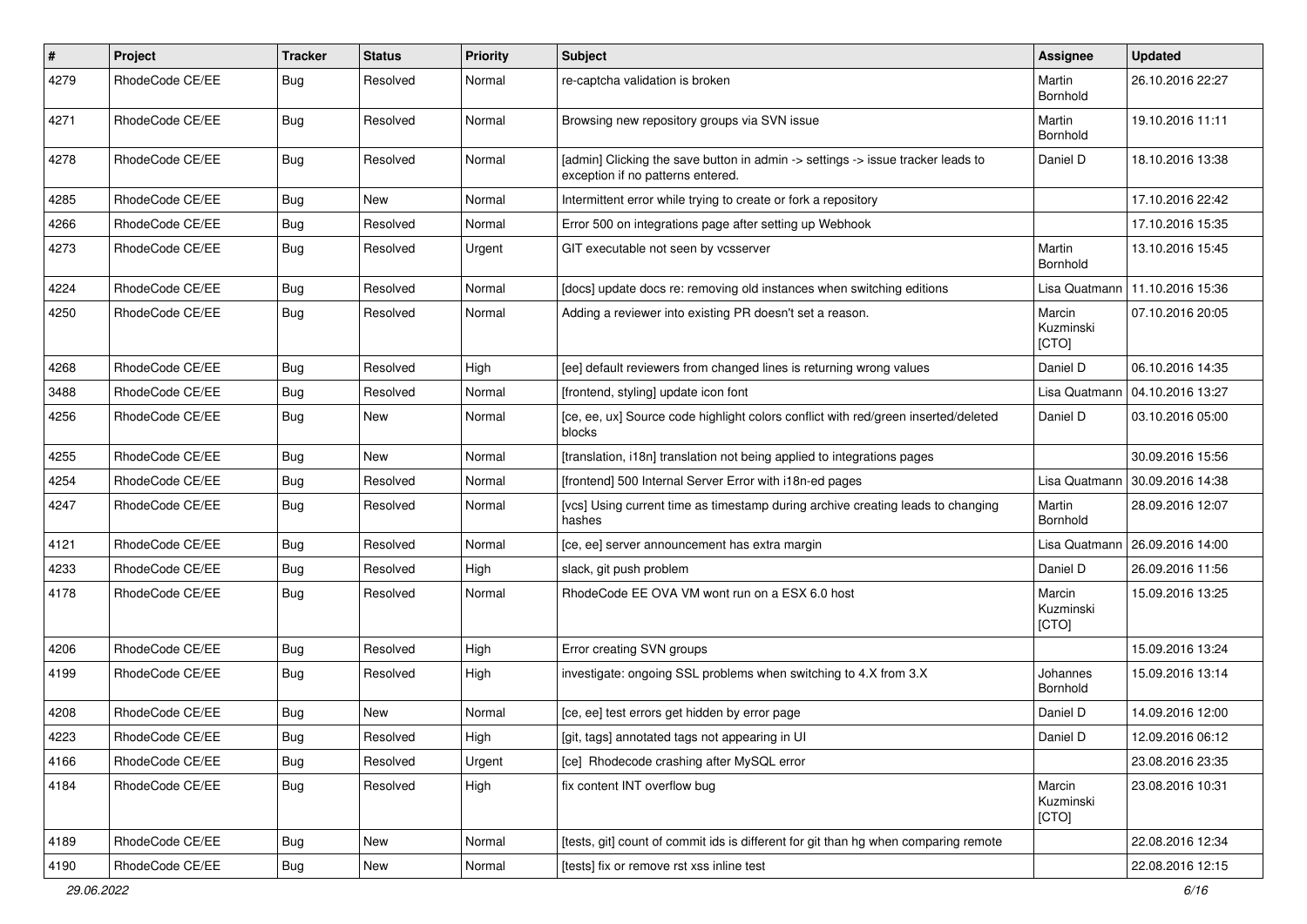| # | Project | Tracker | Status | Priority | Subject | Assignee | Updated |
|---|---|---|---|---|---|---|---|
| 4279 | RhodeCode CE/EE | Bug | Resolved | Normal | re-captcha validation is broken | Martin Bornhold | 26.10.2016 22:27 |
| 4271 | RhodeCode CE/EE | Bug | Resolved | Normal | Browsing new repository groups via SVN issue | Martin Bornhold | 19.10.2016 11:11 |
| 4278 | RhodeCode CE/EE | Bug | Resolved | Normal | [admin] Clicking the save button in admin -> settings -> issue tracker leads to exception if no patterns entered. | Daniel D | 18.10.2016 13:38 |
| 4285 | RhodeCode CE/EE | Bug | New | Normal | Intermittent error while trying to create or fork a repository | | 17.10.2016 22:42 |
| 4266 | RhodeCode CE/EE | Bug | Resolved | Normal | Error 500 on integrations page after setting up Webhook | | 17.10.2016 15:35 |
| 4273 | RhodeCode CE/EE | Bug | Resolved | Urgent | GIT executable not seen by vcsserver | Martin Bornhold | 13.10.2016 15:45 |
| 4224 | RhodeCode CE/EE | Bug | Resolved | Normal | [docs] update docs re: removing old instances when switching editions | Lisa Quatmann | 11.10.2016 15:36 |
| 4250 | RhodeCode CE/EE | Bug | Resolved | Normal | Adding a reviewer into existing PR doesn't set a reason. | Marcin Kuzminski [CTO] | 07.10.2016 20:05 |
| 4268 | RhodeCode CE/EE | Bug | Resolved | High | [ee] default reviewers from changed lines is returning wrong values | Daniel D | 06.10.2016 14:35 |
| 3488 | RhodeCode CE/EE | Bug | Resolved | Normal | [frontend, styling] update icon font | Lisa Quatmann | 04.10.2016 13:27 |
| 4256 | RhodeCode CE/EE | Bug | New | Normal | [ce, ee, ux] Source code highlight colors conflict with red/green inserted/deleted blocks | Daniel D | 03.10.2016 05:00 |
| 4255 | RhodeCode CE/EE | Bug | New | Normal | [translation, i18n] translation not being applied to integrations pages | | 30.09.2016 15:56 |
| 4254 | RhodeCode CE/EE | Bug | Resolved | Normal | [frontend] 500 Internal Server Error with i18n-ed pages | Lisa Quatmann | 30.09.2016 14:38 |
| 4247 | RhodeCode CE/EE | Bug | Resolved | Normal | [vcs] Using current time as timestamp during archive creating leads to changing hashes | Martin Bornhold | 28.09.2016 12:07 |
| 4121 | RhodeCode CE/EE | Bug | Resolved | Normal | [ce, ee] server announcement has extra margin | Lisa Quatmann | 26.09.2016 14:00 |
| 4233 | RhodeCode CE/EE | Bug | Resolved | High | slack, git push problem | Daniel D | 26.09.2016 11:56 |
| 4178 | RhodeCode CE/EE | Bug | Resolved | Normal | RhodeCode EE OVA VM wont run on a ESX 6.0 host | Marcin Kuzminski [CTO] | 15.09.2016 13:25 |
| 4206 | RhodeCode CE/EE | Bug | Resolved | High | Error creating SVN groups | | 15.09.2016 13:24 |
| 4199 | RhodeCode CE/EE | Bug | Resolved | High | investigate: ongoing SSL problems when switching to 4.X from 3.X | Johannes Bornhold | 15.09.2016 13:14 |
| 4208 | RhodeCode CE/EE | Bug | New | Normal | [ce, ee] test errors get hidden by error page | Daniel D | 14.09.2016 12:00 |
| 4223 | RhodeCode CE/EE | Bug | Resolved | High | [git, tags] annotated tags not appearing in UI | Daniel D | 12.09.2016 06:12 |
| 4166 | RhodeCode CE/EE | Bug | Resolved | Urgent | [ce] Rhodecode crashing after MySQL error | | 23.08.2016 23:35 |
| 4184 | RhodeCode CE/EE | Bug | Resolved | High | fix content INT overflow bug | Marcin Kuzminski [CTO] | 23.08.2016 10:31 |
| 4189 | RhodeCode CE/EE | Bug | New | Normal | [tests, git] count of commit ids is different for git than hg when comparing remote | | 22.08.2016 12:34 |
| 4190 | RhodeCode CE/EE | Bug | New | Normal | [tests] fix or remove rst xss inline test | | 22.08.2016 12:15 |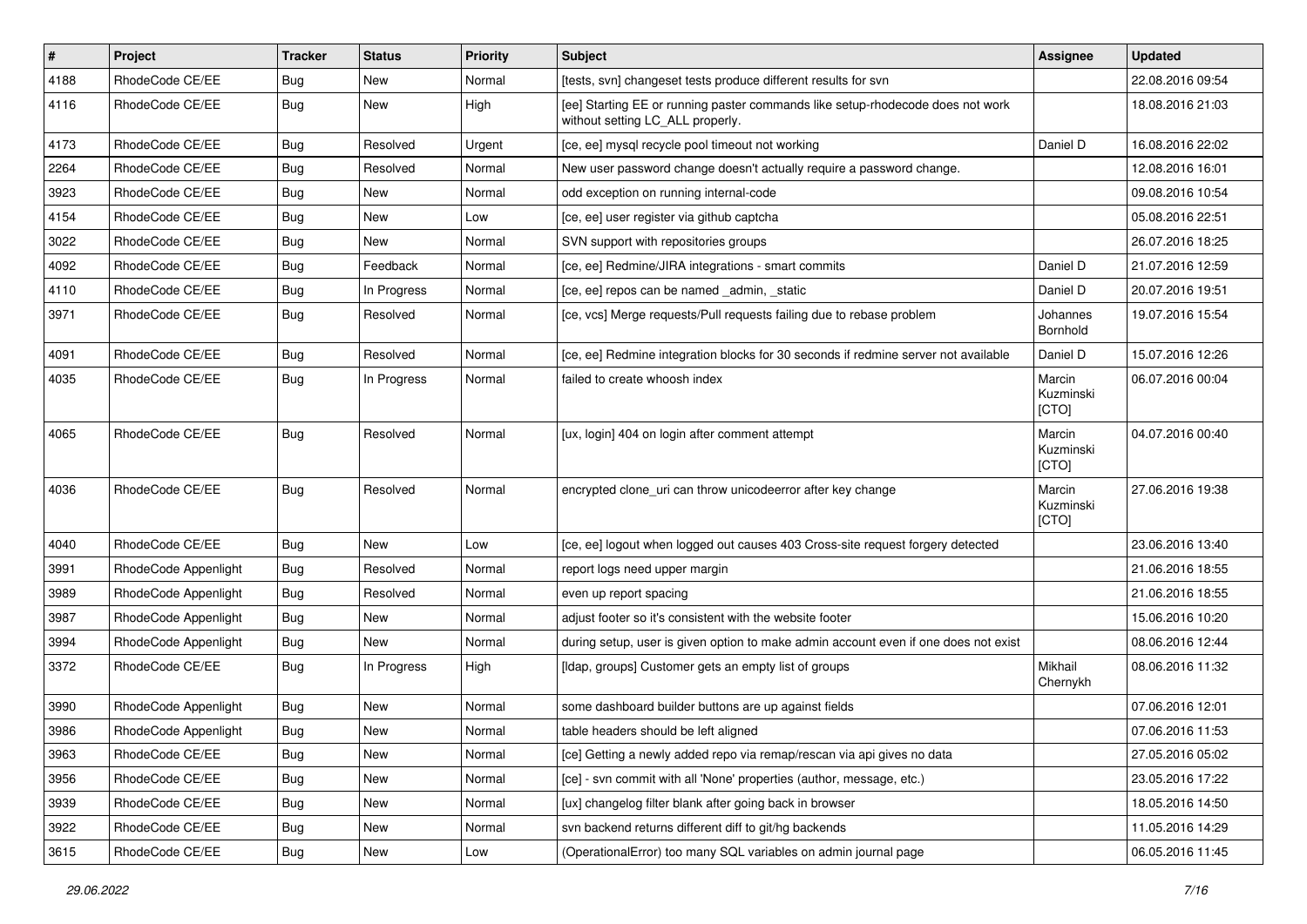| # | Project | Tracker | Status | Priority | Subject | Assignee | Updated |
|---|---|---|---|---|---|---|---|
| 4188 | RhodeCode CE/EE | Bug | New | Normal | [tests, svn] changeset tests produce different results for svn | | 22.08.2016 09:54 |
| 4116 | RhodeCode CE/EE | Bug | New | High | [ee] Starting EE or running paster commands like setup-rhodecode does not work without setting LC_ALL properly. | | 18.08.2016 21:03 |
| 4173 | RhodeCode CE/EE | Bug | Resolved | Urgent | [ce, ee] mysql recycle pool timeout not working | Daniel D | 16.08.2016 22:02 |
| 2264 | RhodeCode CE/EE | Bug | Resolved | Normal | New user password change doesn't actually require a password change. | | 12.08.2016 16:01 |
| 3923 | RhodeCode CE/EE | Bug | New | Normal | odd exception on running internal-code | | 09.08.2016 10:54 |
| 4154 | RhodeCode CE/EE | Bug | New | Low | [ce, ee] user register via github captcha | | 05.08.2016 22:51 |
| 3022 | RhodeCode CE/EE | Bug | New | Normal | SVN support with repositories groups | | 26.07.2016 18:25 |
| 4092 | RhodeCode CE/EE | Bug | Feedback | Normal | [ce, ee] Redmine/JIRA integrations - smart commits | Daniel D | 21.07.2016 12:59 |
| 4110 | RhodeCode CE/EE | Bug | In Progress | Normal | [ce, ee] repos can be named _admin, _static | Daniel D | 20.07.2016 19:51 |
| 3971 | RhodeCode CE/EE | Bug | Resolved | Normal | [ce, vcs] Merge requests/Pull requests failing due to rebase problem | Johannes Bornhold | 19.07.2016 15:54 |
| 4091 | RhodeCode CE/EE | Bug | Resolved | Normal | [ce, ee] Redmine integration blocks for 30 seconds if redmine server not available | Daniel D | 15.07.2016 12:26 |
| 4035 | RhodeCode CE/EE | Bug | In Progress | Normal | failed to create whoosh index | Marcin Kuzminski [CTO] | 06.07.2016 00:04 |
| 4065 | RhodeCode CE/EE | Bug | Resolved | Normal | [ux, login] 404 on login after comment attempt | Marcin Kuzminski [CTO] | 04.07.2016 00:40 |
| 4036 | RhodeCode CE/EE | Bug | Resolved | Normal | encrypted clone_uri can throw unicodeerror after key change | Marcin Kuzminski [CTO] | 27.06.2016 19:38 |
| 4040 | RhodeCode CE/EE | Bug | New | Low | [ce, ee] logout when logged out causes 403 Cross-site request forgery detected | | 23.06.2016 13:40 |
| 3991 | RhodeCode Appenlight | Bug | Resolved | Normal | report logs need upper margin | | 21.06.2016 18:55 |
| 3989 | RhodeCode Appenlight | Bug | Resolved | Normal | even up report spacing | | 21.06.2016 18:55 |
| 3987 | RhodeCode Appenlight | Bug | New | Normal | adjust footer so it's consistent with the website footer | | 15.06.2016 10:20 |
| 3994 | RhodeCode Appenlight | Bug | New | Normal | during setup, user is given option to make admin account even if one does not exist | | 08.06.2016 12:44 |
| 3372 | RhodeCode CE/EE | Bug | In Progress | High | [ldap, groups] Customer gets an empty list of groups | Mikhail Chernykh | 08.06.2016 11:32 |
| 3990 | RhodeCode Appenlight | Bug | New | Normal | some dashboard builder buttons are up against fields | | 07.06.2016 12:01 |
| 3986 | RhodeCode Appenlight | Bug | New | Normal | table headers should be left aligned | | 07.06.2016 11:53 |
| 3963 | RhodeCode CE/EE | Bug | New | Normal | [ce] Getting a newly added repo via remap/rescan via api gives no data | | 27.05.2016 05:02 |
| 3956 | RhodeCode CE/EE | Bug | New | Normal | [ce] - svn commit with all 'None' properties (author, message, etc.) | | 23.05.2016 17:22 |
| 3939 | RhodeCode CE/EE | Bug | New | Normal | [ux] changelog filter blank after going back in browser | | 18.05.2016 14:50 |
| 3922 | RhodeCode CE/EE | Bug | New | Normal | svn backend returns different diff to git/hg backends | | 11.05.2016 14:29 |
| 3615 | RhodeCode CE/EE | Bug | New | Low | (OperationalError) too many SQL variables on admin journal page | | 06.05.2016 11:45 |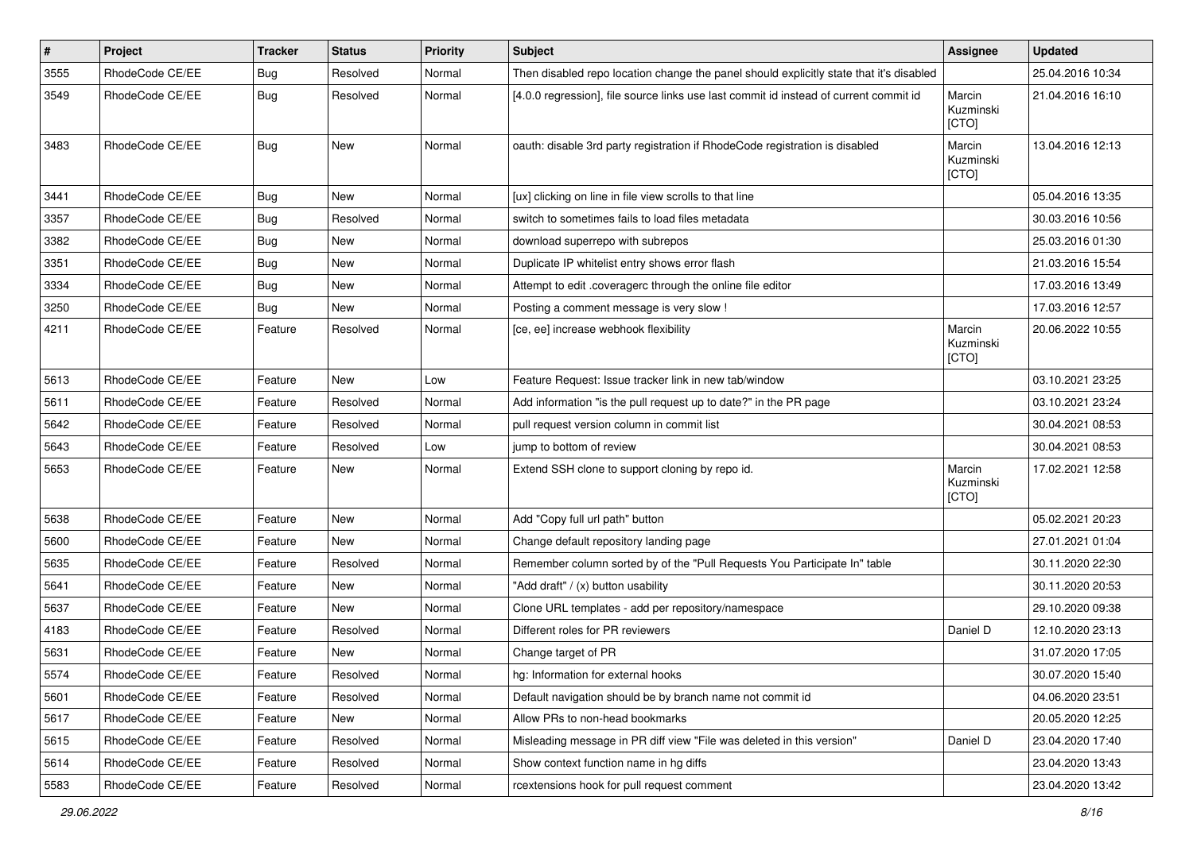| # | Project | Tracker | Status | Priority | Subject | Assignee | Updated |
| --- | --- | --- | --- | --- | --- | --- | --- |
| 3555 | RhodeCode CE/EE | Bug | Resolved | Normal | Then disabled repo location change the panel should explicitly state that it's disabled | | 25.04.2016 10:34 |
| 3549 | RhodeCode CE/EE | Bug | Resolved | Normal | [4.0.0 regression], file source links use last commit id instead of current commit id | Marcin Kuzminski [CTO] | 21.04.2016 16:10 |
| 3483 | RhodeCode CE/EE | Bug | New | Normal | oauth: disable 3rd party registration if RhodeCode registration is disabled | Marcin Kuzminski [CTO] | 13.04.2016 12:13 |
| 3441 | RhodeCode CE/EE | Bug | New | Normal | [ux] clicking on line in file view scrolls to that line | | 05.04.2016 13:35 |
| 3357 | RhodeCode CE/EE | Bug | Resolved | Normal | switch to sometimes fails to load files metadata | | 30.03.2016 10:56 |
| 3382 | RhodeCode CE/EE | Bug | New | Normal | download superrepo with subrepos | | 25.03.2016 01:30 |
| 3351 | RhodeCode CE/EE | Bug | New | Normal | Duplicate IP whitelist entry shows error flash | | 21.03.2016 15:54 |
| 3334 | RhodeCode CE/EE | Bug | New | Normal | Attempt to edit .coveragerc through the online file editor | | 17.03.2016 13:49 |
| 3250 | RhodeCode CE/EE | Bug | New | Normal | Posting a comment message is very slow ! | | 17.03.2016 12:57 |
| 4211 | RhodeCode CE/EE | Feature | Resolved | Normal | [ce, ee] increase webhook flexibility | Marcin Kuzminski [CTO] | 20.06.2022 10:55 |
| 5613 | RhodeCode CE/EE | Feature | New | Low | Feature Request: Issue tracker link in new tab/window | | 03.10.2021 23:25 |
| 5611 | RhodeCode CE/EE | Feature | Resolved | Normal | Add information "is the pull request up to date?" in the PR page | | 03.10.2021 23:24 |
| 5642 | RhodeCode CE/EE | Feature | Resolved | Normal | pull request version column in commit list | | 30.04.2021 08:53 |
| 5643 | RhodeCode CE/EE | Feature | Resolved | Low | jump to bottom of review | | 30.04.2021 08:53 |
| 5653 | RhodeCode CE/EE | Feature | New | Normal | Extend SSH clone to support cloning by repo id. | Marcin Kuzminski [CTO] | 17.02.2021 12:58 |
| 5638 | RhodeCode CE/EE | Feature | New | Normal | Add "Copy full url path" button | | 05.02.2021 20:23 |
| 5600 | RhodeCode CE/EE | Feature | New | Normal | Change default repository landing page | | 27.01.2021 01:04 |
| 5635 | RhodeCode CE/EE | Feature | Resolved | Normal | Remember column sorted by of the "Pull Requests You Participate In" table | | 30.11.2020 22:30 |
| 5641 | RhodeCode CE/EE | Feature | New | Normal | "Add draft" / (x) button usability | | 30.11.2020 20:53 |
| 5637 | RhodeCode CE/EE | Feature | New | Normal | Clone URL templates - add per repository/namespace | | 29.10.2020 09:38 |
| 4183 | RhodeCode CE/EE | Feature | Resolved | Normal | Different roles for PR reviewers | Daniel D | 12.10.2020 23:13 |
| 5631 | RhodeCode CE/EE | Feature | New | Normal | Change target of PR | | 31.07.2020 17:05 |
| 5574 | RhodeCode CE/EE | Feature | Resolved | Normal | hg: Information for external hooks | | 30.07.2020 15:40 |
| 5601 | RhodeCode CE/EE | Feature | Resolved | Normal | Default navigation should be by branch name not commit id | | 04.06.2020 23:51 |
| 5617 | RhodeCode CE/EE | Feature | New | Normal | Allow PRs to non-head bookmarks | | 20.05.2020 12:25 |
| 5615 | RhodeCode CE/EE | Feature | Resolved | Normal | Misleading message in PR diff view "File was deleted in this version" | Daniel D | 23.04.2020 17:40 |
| 5614 | RhodeCode CE/EE | Feature | Resolved | Normal | Show context function name in hg diffs | | 23.04.2020 13:43 |
| 5583 | RhodeCode CE/EE | Feature | Resolved | Normal | rcextensions hook for pull request comment | | 23.04.2020 13:42 |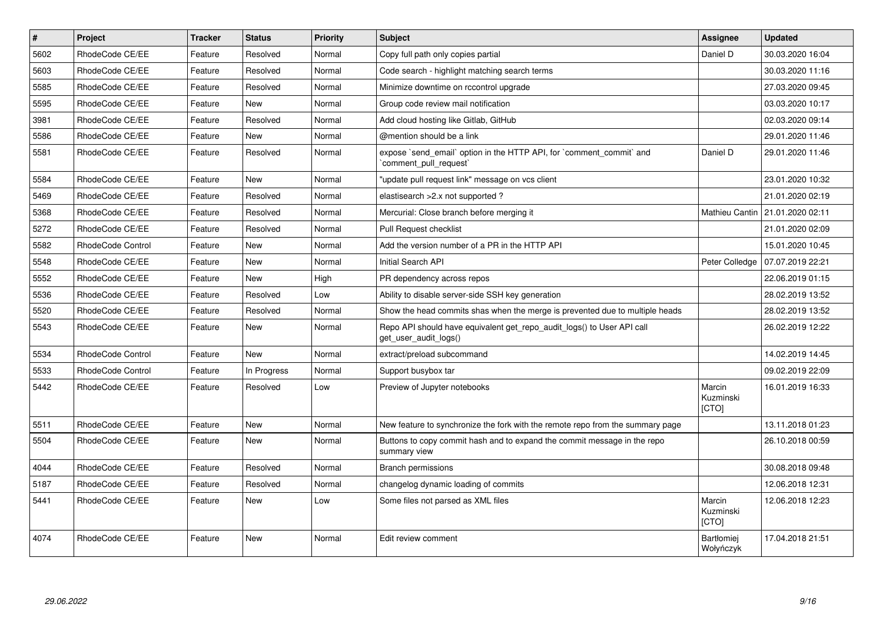| # | Project | Tracker | Status | Priority | Subject | Assignee | Updated |
|---|---|---|---|---|---|---|---|
| 5602 | RhodeCode CE/EE | Feature | Resolved | Normal | Copy full path only copies partial | Daniel D | 30.03.2020 16:04 |
| 5603 | RhodeCode CE/EE | Feature | Resolved | Normal | Code search - highlight matching search terms | | 30.03.2020 11:16 |
| 5585 | RhodeCode CE/EE | Feature | Resolved | Normal | Minimize downtime on rccontrol upgrade | | 27.03.2020 09:45 |
| 5595 | RhodeCode CE/EE | Feature | New | Normal | Group code review mail notification | | 03.03.2020 10:17 |
| 3981 | RhodeCode CE/EE | Feature | Resolved | Normal | Add cloud hosting like Gitlab, GitHub | | 02.03.2020 09:14 |
| 5586 | RhodeCode CE/EE | Feature | New | Normal | @mention should be a link | | 29.01.2020 11:46 |
| 5581 | RhodeCode CE/EE | Feature | Resolved | Normal | expose `send_email` option in the HTTP API, for `comment_commit` and `comment_pull_request` | Daniel D | 29.01.2020 11:46 |
| 5584 | RhodeCode CE/EE | Feature | New | Normal | "update pull request link" message on vcs client | | 23.01.2020 10:32 |
| 5469 | RhodeCode CE/EE | Feature | Resolved | Normal | elastisearch >2.x not supported ? | | 21.01.2020 02:19 |
| 5368 | RhodeCode CE/EE | Feature | Resolved | Normal | Mercurial: Close branch before merging it | Mathieu Cantin | 21.01.2020 02:11 |
| 5272 | RhodeCode CE/EE | Feature | Resolved | Normal | Pull Request checklist | | 21.01.2020 02:09 |
| 5582 | RhodeCode Control | Feature | New | Normal | Add the version number of a PR in the HTTP API | | 15.01.2020 10:45 |
| 5548 | RhodeCode CE/EE | Feature | New | Normal | Initial Search API | Peter Colledge | 07.07.2019 22:21 |
| 5552 | RhodeCode CE/EE | Feature | New | High | PR dependency across repos | | 22.06.2019 01:15 |
| 5536 | RhodeCode CE/EE | Feature | Resolved | Low | Ability to disable server-side SSH key generation | | 28.02.2019 13:52 |
| 5520 | RhodeCode CE/EE | Feature | Resolved | Normal | Show the head commits shas when the merge is prevented due to multiple heads | | 28.02.2019 13:52 |
| 5543 | RhodeCode CE/EE | Feature | New | Normal | Repo API should have equivalent get_repo_audit_logs() to User API call get_user_audit_logs() | | 26.02.2019 12:22 |
| 5534 | RhodeCode Control | Feature | New | Normal | extract/preload subcommand | | 14.02.2019 14:45 |
| 5533 | RhodeCode Control | Feature | In Progress | Normal | Support busybox tar | | 09.02.2019 22:09 |
| 5442 | RhodeCode CE/EE | Feature | Resolved | Low | Preview of Jupyter notebooks | Marcin Kuzminski [CTO] | 16.01.2019 16:33 |
| 5511 | RhodeCode CE/EE | Feature | New | Normal | New feature to synchronize the fork with the remote repo from the summary page | | 13.11.2018 01:23 |
| 5504 | RhodeCode CE/EE | Feature | New | Normal | Buttons to copy commit hash and to expand the commit message in the repo summary view | | 26.10.2018 00:59 |
| 4044 | RhodeCode CE/EE | Feature | Resolved | Normal | Branch permissions | | 30.08.2018 09:48 |
| 5187 | RhodeCode CE/EE | Feature | Resolved | Normal | changelog dynamic loading of commits | | 12.06.2018 12:31 |
| 5441 | RhodeCode CE/EE | Feature | New | Low | Some files not parsed as XML files | Marcin Kuzminski [CTO] | 12.06.2018 12:23 |
| 4074 | RhodeCode CE/EE | Feature | New | Normal | Edit review comment | Bartłomiej Wołyńczyk | 17.04.2018 21:51 |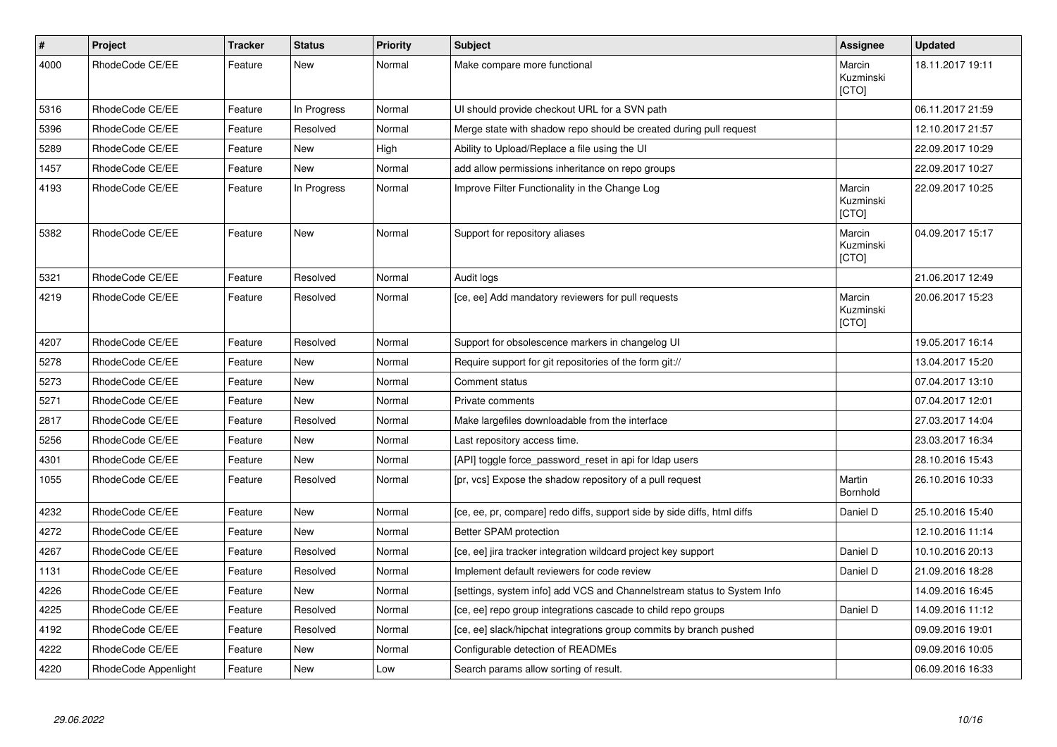| # | Project | Tracker | Status | Priority | Subject | Assignee | Updated |
|---|---|---|---|---|---|---|---|
| 4000 | RhodeCode CE/EE | Feature | New | Normal | Make compare more functional | Marcin Kuzminski [CTO] | 18.11.2017 19:11 |
| 5316 | RhodeCode CE/EE | Feature | In Progress | Normal | UI should provide checkout URL for a SVN path | | 06.11.2017 21:59 |
| 5396 | RhodeCode CE/EE | Feature | Resolved | Normal | Merge state with shadow repo should be created during pull request | | 12.10.2017 21:57 |
| 5289 | RhodeCode CE/EE | Feature | New | High | Ability to Upload/Replace a file using the UI | | 22.09.2017 10:29 |
| 1457 | RhodeCode CE/EE | Feature | New | Normal | add allow permissions inheritance on repo groups | | 22.09.2017 10:27 |
| 4193 | RhodeCode CE/EE | Feature | In Progress | Normal | Improve Filter Functionality in the Change Log | Marcin Kuzminski [CTO] | 22.09.2017 10:25 |
| 5382 | RhodeCode CE/EE | Feature | New | Normal | Support for repository aliases | Marcin Kuzminski [CTO] | 04.09.2017 15:17 |
| 5321 | RhodeCode CE/EE | Feature | Resolved | Normal | Audit logs | | 21.06.2017 12:49 |
| 4219 | RhodeCode CE/EE | Feature | Resolved | Normal | [ce, ee] Add mandatory reviewers for pull requests | Marcin Kuzminski [CTO] | 20.06.2017 15:23 |
| 4207 | RhodeCode CE/EE | Feature | Resolved | Normal | Support for obsolescence markers in changelog UI | | 19.05.2017 16:14 |
| 5278 | RhodeCode CE/EE | Feature | New | Normal | Require support for git repositories of the form git:// | | 13.04.2017 15:20 |
| 5273 | RhodeCode CE/EE | Feature | New | Normal | Comment status | | 07.04.2017 13:10 |
| 5271 | RhodeCode CE/EE | Feature | New | Normal | Private comments | | 07.04.2017 12:01 |
| 2817 | RhodeCode CE/EE | Feature | Resolved | Normal | Make largefiles downloadable from the interface | | 27.03.2017 14:04 |
| 5256 | RhodeCode CE/EE | Feature | New | Normal | Last repository access time. | | 23.03.2017 16:34 |
| 4301 | RhodeCode CE/EE | Feature | New | Normal | [API] toggle force_password_reset in api for ldap users | | 28.10.2016 15:43 |
| 1055 | RhodeCode CE/EE | Feature | Resolved | Normal | [pr, vcs] Expose the shadow repository of a pull request | Martin Bornhold | 26.10.2016 10:33 |
| 4232 | RhodeCode CE/EE | Feature | New | Normal | [ce, ee, pr, compare] redo diffs, support side by side diffs, html diffs | Daniel D | 25.10.2016 15:40 |
| 4272 | RhodeCode CE/EE | Feature | New | Normal | Better SPAM protection | | 12.10.2016 11:14 |
| 4267 | RhodeCode CE/EE | Feature | Resolved | Normal | [ce, ee] jira tracker integration wildcard project key support | Daniel D | 10.10.2016 20:13 |
| 1131 | RhodeCode CE/EE | Feature | Resolved | Normal | Implement default reviewers for code review | Daniel D | 21.09.2016 18:28 |
| 4226 | RhodeCode CE/EE | Feature | New | Normal | [settings, system info] add VCS and Channelstream status to System Info | | 14.09.2016 16:45 |
| 4225 | RhodeCode CE/EE | Feature | Resolved | Normal | [ce, ee] repo group integrations cascade to child repo groups | Daniel D | 14.09.2016 11:12 |
| 4192 | RhodeCode CE/EE | Feature | Resolved | Normal | [ce, ee] slack/hipchat integrations group commits by branch pushed | | 09.09.2016 19:01 |
| 4222 | RhodeCode CE/EE | Feature | New | Normal | Configurable detection of READMEs | | 09.09.2016 10:05 |
| 4220 | RhodeCode Appenlight | Feature | New | Low | Search params allow sorting of result. | | 06.09.2016 16:33 |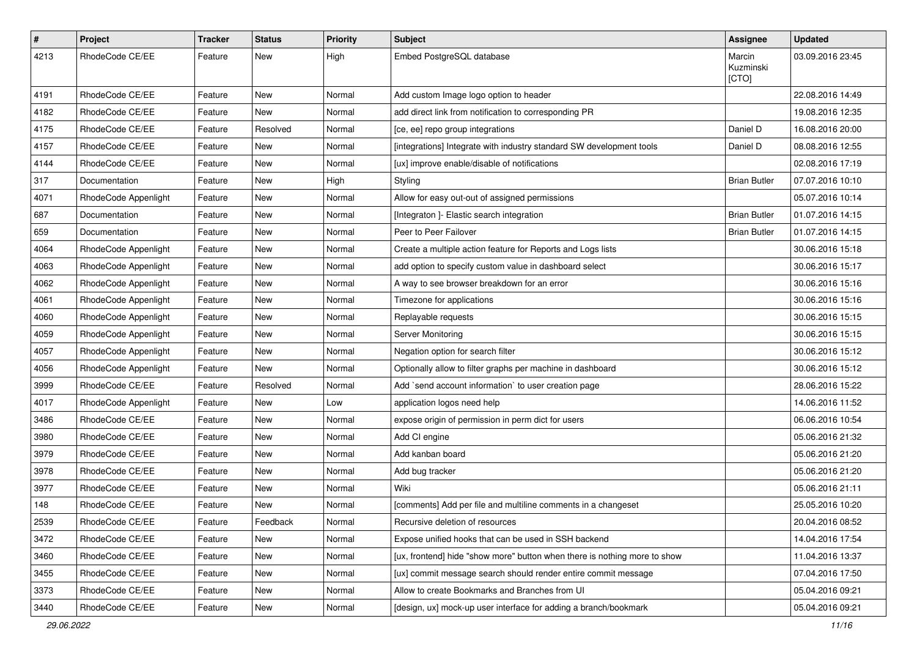| # | Project | Tracker | Status | Priority | Subject | Assignee | Updated |
|---|---|---|---|---|---|---|---|
| 4213 | RhodeCode CE/EE | Feature | New | High | Embed PostgreSQL database | Marcin Kuzminski [CTO] | 03.09.2016 23:45 |
| 4191 | RhodeCode CE/EE | Feature | New | Normal | Add custom Image logo option to header | | 22.08.2016 14:49 |
| 4182 | RhodeCode CE/EE | Feature | New | Normal | add direct link from notification to corresponding PR | | 19.08.2016 12:35 |
| 4175 | RhodeCode CE/EE | Feature | Resolved | Normal | [ce, ee] repo group integrations | Daniel D | 16.08.2016 20:00 |
| 4157 | RhodeCode CE/EE | Feature | New | Normal | [integrations] Integrate with industry standard SW development tools | Daniel D | 08.08.2016 12:55 |
| 4144 | RhodeCode CE/EE | Feature | New | Normal | [ux] improve enable/disable of notifications | | 02.08.2016 17:19 |
| 317 | Documentation | Feature | New | High | Styling | Brian Butler | 07.07.2016 10:10 |
| 4071 | RhodeCode Appenlight | Feature | New | Normal | Allow for easy out-out of assigned permissions | | 05.07.2016 10:14 |
| 687 | Documentation | Feature | New | Normal | [Integraton ]- Elastic search integration | Brian Butler | 01.07.2016 14:15 |
| 659 | Documentation | Feature | New | Normal | Peer to Peer Failover | Brian Butler | 01.07.2016 14:15 |
| 4064 | RhodeCode Appenlight | Feature | New | Normal | Create a multiple action feature for Reports and Logs lists | | 30.06.2016 15:18 |
| 4063 | RhodeCode Appenlight | Feature | New | Normal | add option to specify custom value in dashboard select | | 30.06.2016 15:17 |
| 4062 | RhodeCode Appenlight | Feature | New | Normal | A way to see browser breakdown for an error | | 30.06.2016 15:16 |
| 4061 | RhodeCode Appenlight | Feature | New | Normal | Timezone for applications | | 30.06.2016 15:16 |
| 4060 | RhodeCode Appenlight | Feature | New | Normal | Replayable requests | | 30.06.2016 15:15 |
| 4059 | RhodeCode Appenlight | Feature | New | Normal | Server Monitoring | | 30.06.2016 15:15 |
| 4057 | RhodeCode Appenlight | Feature | New | Normal | Negation option for search filter | | 30.06.2016 15:12 |
| 4056 | RhodeCode Appenlight | Feature | New | Normal | Optionally allow to filter graphs per machine in dashboard | | 30.06.2016 15:12 |
| 3999 | RhodeCode CE/EE | Feature | Resolved | Normal | Add `send account information` to user creation page | | 28.06.2016 15:22 |
| 4017 | RhodeCode Appenlight | Feature | New | Low | application logos need help | | 14.06.2016 11:52 |
| 3486 | RhodeCode CE/EE | Feature | New | Normal | expose origin of permission in perm dict for users | | 06.06.2016 10:54 |
| 3980 | RhodeCode CE/EE | Feature | New | Normal | Add CI engine | | 05.06.2016 21:32 |
| 3979 | RhodeCode CE/EE | Feature | New | Normal | Add kanban board | | 05.06.2016 21:20 |
| 3978 | RhodeCode CE/EE | Feature | New | Normal | Add bug tracker | | 05.06.2016 21:20 |
| 3977 | RhodeCode CE/EE | Feature | New | Normal | Wiki | | 05.06.2016 21:11 |
| 148 | RhodeCode CE/EE | Feature | New | Normal | [comments] Add per file and multiline comments in a changeset | | 25.05.2016 10:20 |
| 2539 | RhodeCode CE/EE | Feature | Feedback | Normal | Recursive deletion of resources | | 20.04.2016 08:52 |
| 3472 | RhodeCode CE/EE | Feature | New | Normal | Expose unified hooks that can be used in SSH backend | | 14.04.2016 17:54 |
| 3460 | RhodeCode CE/EE | Feature | New | Normal | [ux, frontend] hide "show more" button when there is nothing more to show | | 11.04.2016 13:37 |
| 3455 | RhodeCode CE/EE | Feature | New | Normal | [ux] commit message search should render entire commit message | | 07.04.2016 17:50 |
| 3373 | RhodeCode CE/EE | Feature | New | Normal | Allow to create Bookmarks and Branches from UI | | 05.04.2016 09:21 |
| 3440 | RhodeCode CE/EE | Feature | New | Normal | [design, ux] mock-up user interface for adding a branch/bookmark | | 05.04.2016 09:21 |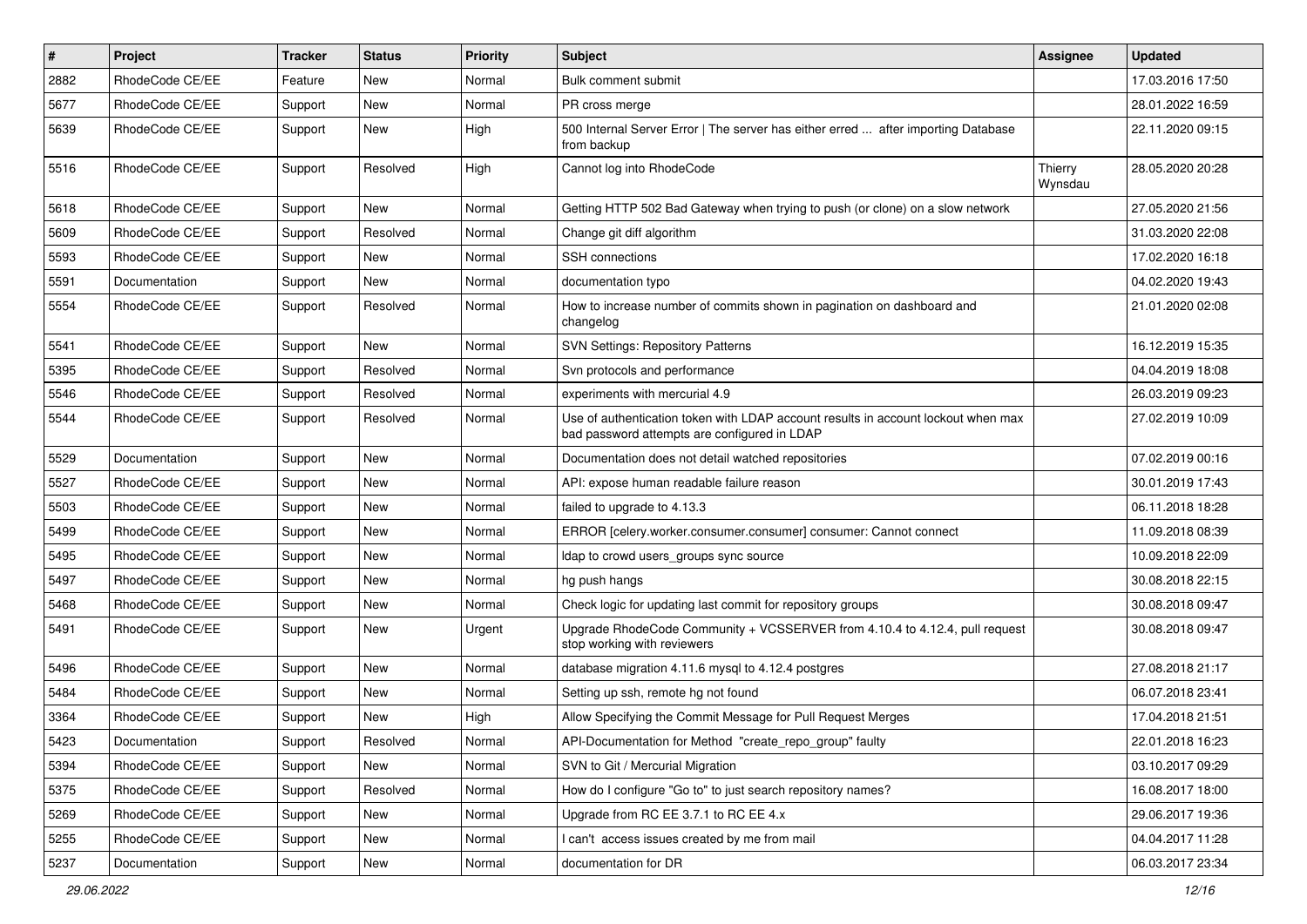| # | Project | Tracker | Status | Priority | Subject | Assignee | Updated |
|---|---|---|---|---|---|---|---|
| 2882 | RhodeCode CE/EE | Feature | New | Normal | Bulk comment submit | | 17.03.2016 17:50 |
| 5677 | RhodeCode CE/EE | Support | New | Normal | PR cross merge | | 28.01.2022 16:59 |
| 5639 | RhodeCode CE/EE | Support | New | High | 500 Internal Server Error \| The server has either erred ... after importing Database from backup | | 22.11.2020 09:15 |
| 5516 | RhodeCode CE/EE | Support | Resolved | High | Cannot log into RhodeCode | Thierry Wynsdau | 28.05.2020 20:28 |
| 5618 | RhodeCode CE/EE | Support | New | Normal | Getting HTTP 502 Bad Gateway when trying to push (or clone) on a slow network | | 27.05.2020 21:56 |
| 5609 | RhodeCode CE/EE | Support | Resolved | Normal | Change git diff algorithm | | 31.03.2020 22:08 |
| 5593 | RhodeCode CE/EE | Support | New | Normal | SSH connections | | 17.02.2020 16:18 |
| 5591 | Documentation | Support | New | Normal | documentation typo | | 04.02.2020 19:43 |
| 5554 | RhodeCode CE/EE | Support | Resolved | Normal | How to increase number of commits shown in pagination on dashboard and changelog | | 21.01.2020 02:08 |
| 5541 | RhodeCode CE/EE | Support | New | Normal | SVN Settings: Repository Patterns | | 16.12.2019 15:35 |
| 5395 | RhodeCode CE/EE | Support | Resolved | Normal | Svn protocols and performance | | 04.04.2019 18:08 |
| 5546 | RhodeCode CE/EE | Support | Resolved | Normal | experiments with mercurial 4.9 | | 26.03.2019 09:23 |
| 5544 | RhodeCode CE/EE | Support | Resolved | Normal | Use of authentication token with LDAP account results in account lockout when max bad password attempts are configured in LDAP | | 27.02.2019 10:09 |
| 5529 | Documentation | Support | New | Normal | Documentation does not detail watched repositories | | 07.02.2019 00:16 |
| 5527 | RhodeCode CE/EE | Support | New | Normal | API: expose human readable failure reason | | 30.01.2019 17:43 |
| 5503 | RhodeCode CE/EE | Support | New | Normal | failed to upgrade to 4.13.3 | | 06.11.2018 18:28 |
| 5499 | RhodeCode CE/EE | Support | New | Normal | ERROR [celery.worker.consumer.consumer] consumer: Cannot connect | | 11.09.2018 08:39 |
| 5495 | RhodeCode CE/EE | Support | New | Normal | ldap to crowd users_groups sync source | | 10.09.2018 22:09 |
| 5497 | RhodeCode CE/EE | Support | New | Normal | hg push hangs | | 30.08.2018 22:15 |
| 5468 | RhodeCode CE/EE | Support | New | Normal | Check logic for updating last commit for repository groups | | 30.08.2018 09:47 |
| 5491 | RhodeCode CE/EE | Support | New | Urgent | Upgrade RhodeCode Community + VCSSERVER from 4.10.4 to 4.12.4, pull request stop working with reviewers | | 30.08.2018 09:47 |
| 5496 | RhodeCode CE/EE | Support | New | Normal | database migration 4.11.6 mysql to 4.12.4 postgres | | 27.08.2018 21:17 |
| 5484 | RhodeCode CE/EE | Support | New | Normal | Setting up ssh, remote hg not found | | 06.07.2018 23:41 |
| 3364 | RhodeCode CE/EE | Support | New | High | Allow Specifying the Commit Message for Pull Request Merges | | 17.04.2018 21:51 |
| 5423 | Documentation | Support | Resolved | Normal | API-Documentation for Method "create_repo_group" faulty | | 22.01.2018 16:23 |
| 5394 | RhodeCode CE/EE | Support | New | Normal | SVN to Git / Mercurial Migration | | 03.10.2017 09:29 |
| 5375 | RhodeCode CE/EE | Support | Resolved | Normal | How do I configure "Go to" to just search repository names? | | 16.08.2017 18:00 |
| 5269 | RhodeCode CE/EE | Support | New | Normal | Upgrade from RC EE 3.7.1 to RC EE 4.x | | 29.06.2017 19:36 |
| 5255 | RhodeCode CE/EE | Support | New | Normal | I can't access issues created by me from mail | | 04.04.2017 11:28 |
| 5237 | Documentation | Support | New | Normal | documentation for DR | | 06.03.2017 23:34 |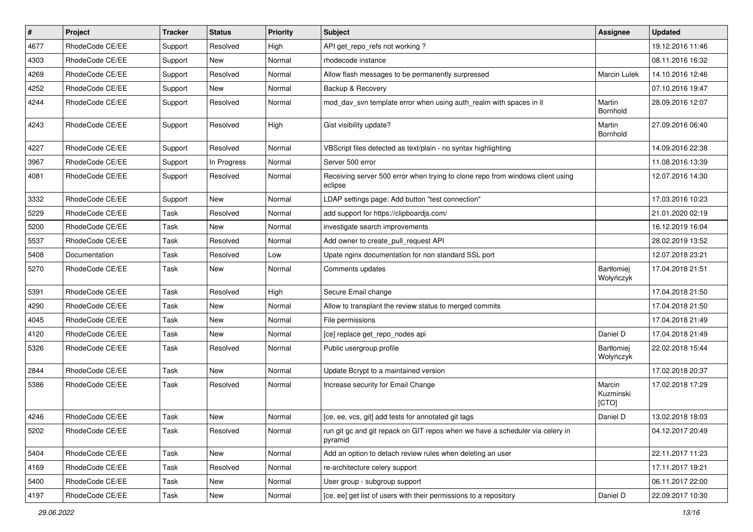| # | Project | Tracker | Status | Priority | Subject | Assignee | Updated |
|---|---|---|---|---|---|---|---|
| 4677 | RhodeCode CE/EE | Support | Resolved | High | API get_repo_refs not working ? | | 19.12.2016 11:46 |
| 4303 | RhodeCode CE/EE | Support | New | Normal | rhodecode instance | | 08.11.2016 16:32 |
| 4269 | RhodeCode CE/EE | Support | Resolved | Normal | Allow flash messages to be permanently surpressed | Marcin Lulek | 14.10.2016 12:46 |
| 4252 | RhodeCode CE/EE | Support | New | Normal | Backup & Recovery | | 07.10.2016 19:47 |
| 4244 | RhodeCode CE/EE | Support | Resolved | Normal | mod_dav_svn template error when using auth_realm with spaces in it | Martin Bornhold | 28.09.2016 12:07 |
| 4243 | RhodeCode CE/EE | Support | Resolved | High | Gist visibility update? | Martin Bornhold | 27.09.2016 06:40 |
| 4227 | RhodeCode CE/EE | Support | Resolved | Normal | VBScript files detected as text/plain - no syntax highlighting | | 14.09.2016 22:38 |
| 3967 | RhodeCode CE/EE | Support | In Progress | Normal | Server 500 error | | 11.08.2016 13:39 |
| 4081 | RhodeCode CE/EE | Support | Resolved | Normal | Receiving server 500 error when trying to clone repo from windows client using eclipse | | 12.07.2016 14:30 |
| 3332 | RhodeCode CE/EE | Support | New | Normal | LDAP settings page: Add button "test connection" | | 17.03.2016 10:23 |
| 5229 | RhodeCode CE/EE | Task | Resolved | Normal | add support for https://clipboardjs.com/ | | 21.01.2020 02:19 |
| 5200 | RhodeCode CE/EE | Task | New | Normal | investigate search improvements | | 16.12.2019 16:04 |
| 5537 | RhodeCode CE/EE | Task | Resolved | Normal | Add owner to create_pull_request API | | 28.02.2019 13:52 |
| 5408 | Documentation | Task | Resolved | Low | Upate nginx documentation for non standard SSL port | | 12.07.2018 23:21 |
| 5270 | RhodeCode CE/EE | Task | New | Normal | Comments updates | Bartłomiej Wołyńczyk | 17.04.2018 21:51 |
| 5391 | RhodeCode CE/EE | Task | Resolved | High | Secure Email change | | 17.04.2018 21:50 |
| 4290 | RhodeCode CE/EE | Task | New | Normal | Allow to transplant the review status to merged commits | | 17.04.2018 21:50 |
| 4045 | RhodeCode CE/EE | Task | New | Normal | File permissions | | 17.04.2018 21:49 |
| 4120 | RhodeCode CE/EE | Task | New | Normal | [ce] replace get_repo_nodes api | Daniel D | 17.04.2018 21:49 |
| 5326 | RhodeCode CE/EE | Task | Resolved | Normal | Public usergroup profile | Bartłomiej Wołyńczyk | 22.02.2018 15:44 |
| 2844 | RhodeCode CE/EE | Task | New | Normal | Update Bcrypt to a maintained version | | 17.02.2018 20:37 |
| 5386 | RhodeCode CE/EE | Task | Resolved | Normal | Increase security for Email Change | Marcin Kuzminski [CTO] | 17.02.2018 17:29 |
| 4246 | RhodeCode CE/EE | Task | New | Normal | [ce, ee, vcs, git] add tests for annotated git tags | Daniel D | 13.02.2018 18:03 |
| 5202 | RhodeCode CE/EE | Task | Resolved | Normal | run git gc and git repack on GIT repos when we have a scheduler via celery in pyramid | | 04.12.2017 20:49 |
| 5404 | RhodeCode CE/EE | Task | New | Normal | Add an option to detach review rules when deleting an user | | 22.11.2017 11:23 |
| 4169 | RhodeCode CE/EE | Task | Resolved | Normal | re-architecture celery support | | 17.11.2017 19:21 |
| 5400 | RhodeCode CE/EE | Task | New | Normal | User group - subgroup support | | 06.11.2017 22:00 |
| 4197 | RhodeCode CE/EE | Task | New | Normal | [ce, ee] get list of users with their permissions to a repository | Daniel D | 22.09.2017 10:30 |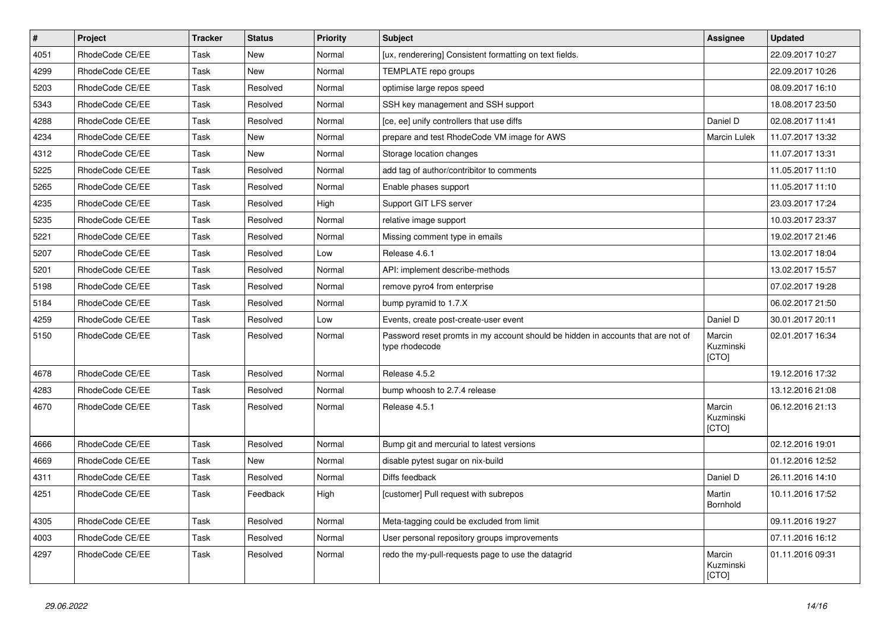| # | Project | Tracker | Status | Priority | Subject | Assignee | Updated |
|---|---|---|---|---|---|---|---|
| 4051 | RhodeCode CE/EE | Task | New | Normal | [ux, renderering] Consistent formatting on text fields. | | 22.09.2017 10:27 |
| 4299 | RhodeCode CE/EE | Task | New | Normal | TEMPLATE repo groups | | 22.09.2017 10:26 |
| 5203 | RhodeCode CE/EE | Task | Resolved | Normal | optimise large repos speed | | 08.09.2017 16:10 |
| 5343 | RhodeCode CE/EE | Task | Resolved | Normal | SSH key management and SSH support | | 18.08.2017 23:50 |
| 4288 | RhodeCode CE/EE | Task | Resolved | Normal | [ce, ee] unify controllers that use diffs | Daniel D | 02.08.2017 11:41 |
| 4234 | RhodeCode CE/EE | Task | New | Normal | prepare and test RhodeCode VM image for AWS | Marcin Lulek | 11.07.2017 13:32 |
| 4312 | RhodeCode CE/EE | Task | New | Normal | Storage location changes | | 11.07.2017 13:31 |
| 5225 | RhodeCode CE/EE | Task | Resolved | Normal | add tag of author/contribitor to comments | | 11.05.2017 11:10 |
| 5265 | RhodeCode CE/EE | Task | Resolved | Normal | Enable phases support | | 11.05.2017 11:10 |
| 4235 | RhodeCode CE/EE | Task | Resolved | High | Support GIT LFS server | | 23.03.2017 17:24 |
| 5235 | RhodeCode CE/EE | Task | Resolved | Normal | relative image support | | 10.03.2017 23:37 |
| 5221 | RhodeCode CE/EE | Task | Resolved | Normal | Missing comment type in emails | | 19.02.2017 21:46 |
| 5207 | RhodeCode CE/EE | Task | Resolved | Low | Release 4.6.1 | | 13.02.2017 18:04 |
| 5201 | RhodeCode CE/EE | Task | Resolved | Normal | API: implement describe-methods | | 13.02.2017 15:57 |
| 5198 | RhodeCode CE/EE | Task | Resolved | Normal | remove pyro4 from enterprise | | 07.02.2017 19:28 |
| 5184 | RhodeCode CE/EE | Task | Resolved | Normal | bump pyramid to 1.7.X | | 06.02.2017 21:50 |
| 4259 | RhodeCode CE/EE | Task | Resolved | Low | Events, create post-create-user event | Daniel D | 30.01.2017 20:11 |
| 5150 | RhodeCode CE/EE | Task | Resolved | Normal | Password reset promts in my account should be hidden in accounts that are not of type rhodecode | Marcin Kuzminski [CTO] | 02.01.2017 16:34 |
| 4678 | RhodeCode CE/EE | Task | Resolved | Normal | Release 4.5.2 | | 19.12.2016 17:32 |
| 4283 | RhodeCode CE/EE | Task | Resolved | Normal | bump whoosh to 2.7.4 release | | 13.12.2016 21:08 |
| 4670 | RhodeCode CE/EE | Task | Resolved | Normal | Release 4.5.1 | Marcin Kuzminski [CTO] | 06.12.2016 21:13 |
| 4666 | RhodeCode CE/EE | Task | Resolved | Normal | Bump git and mercurial to latest versions | | 02.12.2016 19:01 |
| 4669 | RhodeCode CE/EE | Task | New | Normal | disable pytest sugar on nix-build | | 01.12.2016 12:52 |
| 4311 | RhodeCode CE/EE | Task | Resolved | Normal | Diffs feedback | Daniel D | 26.11.2016 14:10 |
| 4251 | RhodeCode CE/EE | Task | Feedback | High | [customer] Pull request with subrepos | Martin Bornhold | 10.11.2016 17:52 |
| 4305 | RhodeCode CE/EE | Task | Resolved | Normal | Meta-tagging could be excluded from limit | | 09.11.2016 19:27 |
| 4003 | RhodeCode CE/EE | Task | Resolved | Normal | User personal repository groups improvements | | 07.11.2016 16:12 |
| 4297 | RhodeCode CE/EE | Task | Resolved | Normal | redo the my-pull-requests page to use the datagrid | Marcin Kuzminski [CTO] | 01.11.2016 09:31 |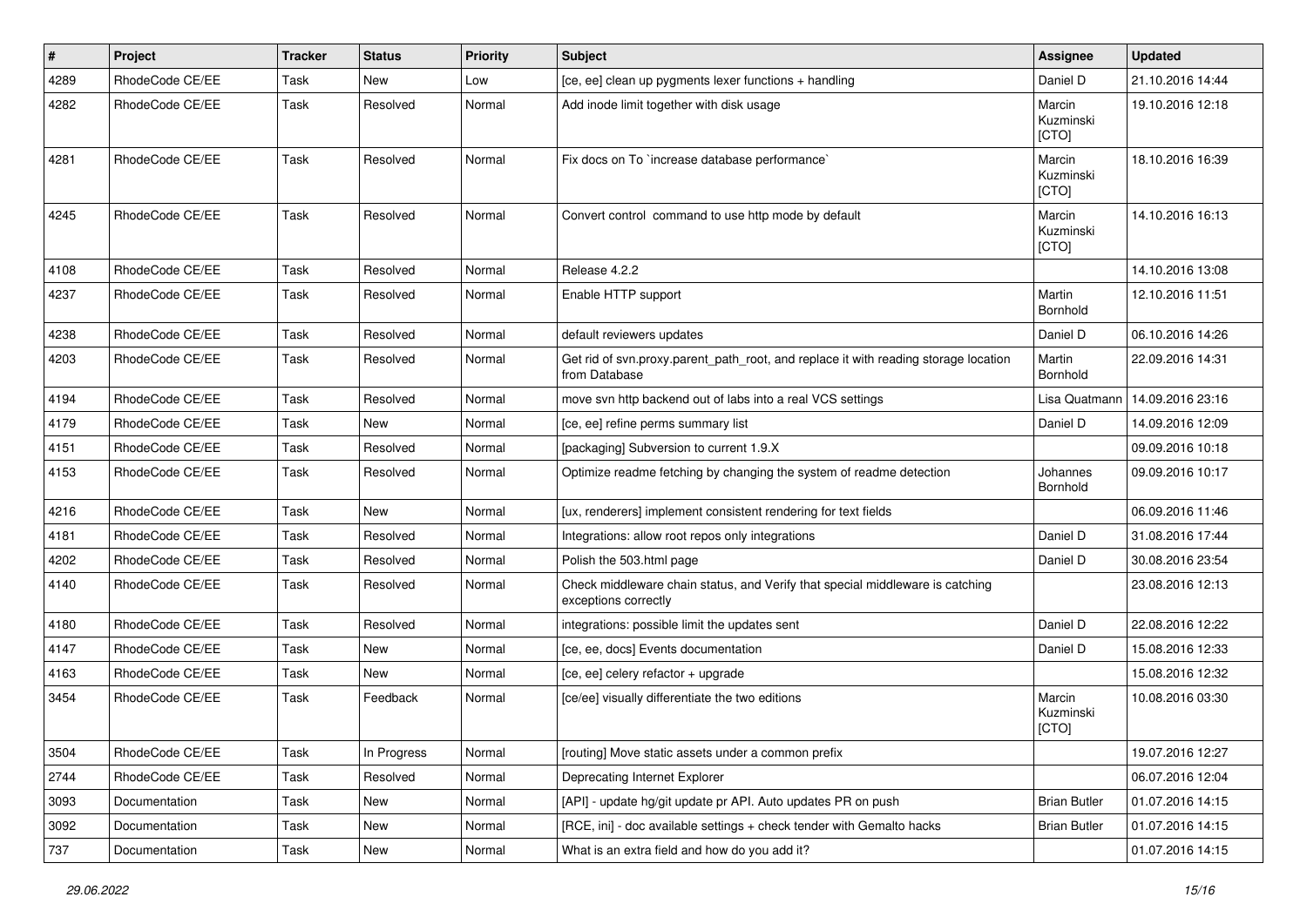| # | Project | Tracker | Status | Priority | Subject | Assignee | Updated |
|---|---|---|---|---|---|---|---|
| 4289 | RhodeCode CE/EE | Task | New | Low | [ce, ee] clean up pygments lexer functions + handling | Daniel D | 21.10.2016 14:44 |
| 4282 | RhodeCode CE/EE | Task | Resolved | Normal | Add inode limit together with disk usage | Marcin Kuzminski [CTO] | 19.10.2016 12:18 |
| 4281 | RhodeCode CE/EE | Task | Resolved | Normal | Fix docs on To `increase database performance` | Marcin Kuzminski [CTO] | 18.10.2016 16:39 |
| 4245 | RhodeCode CE/EE | Task | Resolved | Normal | Convert control command to use http mode by default | Marcin Kuzminski [CTO] | 14.10.2016 16:13 |
| 4108 | RhodeCode CE/EE | Task | Resolved | Normal | Release 4.2.2 | | 14.10.2016 13:08 |
| 4237 | RhodeCode CE/EE | Task | Resolved | Normal | Enable HTTP support | Martin Bornhold | 12.10.2016 11:51 |
| 4238 | RhodeCode CE/EE | Task | Resolved | Normal | default reviewers updates | Daniel D | 06.10.2016 14:26 |
| 4203 | RhodeCode CE/EE | Task | Resolved | Normal | Get rid of svn.proxy.parent_path_root, and replace it with reading storage location from Database | Martin Bornhold | 22.09.2016 14:31 |
| 4194 | RhodeCode CE/EE | Task | Resolved | Normal | move svn http backend out of labs into a real VCS settings | Lisa Quatmann | 14.09.2016 23:16 |
| 4179 | RhodeCode CE/EE | Task | New | Normal | [ce, ee] refine perms summary list | Daniel D | 14.09.2016 12:09 |
| 4151 | RhodeCode CE/EE | Task | Resolved | Normal | [packaging] Subversion to current 1.9.X | | 09.09.2016 10:18 |
| 4153 | RhodeCode CE/EE | Task | Resolved | Normal | Optimize readme fetching by changing the system of readme detection | Johannes Bornhold | 09.09.2016 10:17 |
| 4216 | RhodeCode CE/EE | Task | New | Normal | [ux, renderers] implement consistent rendering for text fields | | 06.09.2016 11:46 |
| 4181 | RhodeCode CE/EE | Task | Resolved | Normal | Integrations: allow root repos only integrations | Daniel D | 31.08.2016 17:44 |
| 4202 | RhodeCode CE/EE | Task | Resolved | Normal | Polish the 503.html page | Daniel D | 30.08.2016 23:54 |
| 4140 | RhodeCode CE/EE | Task | Resolved | Normal | Check middleware chain status, and Verify that special middleware is catching exceptions correctly | | 23.08.2016 12:13 |
| 4180 | RhodeCode CE/EE | Task | Resolved | Normal | integrations: possible limit the updates sent | Daniel D | 22.08.2016 12:22 |
| 4147 | RhodeCode CE/EE | Task | New | Normal | [ce, ee, docs] Events documentation | Daniel D | 15.08.2016 12:33 |
| 4163 | RhodeCode CE/EE | Task | New | Normal | [ce, ee] celery refactor + upgrade | | 15.08.2016 12:32 |
| 3454 | RhodeCode CE/EE | Task | Feedback | Normal | [ce/ee] visually differentiate the two editions | Marcin Kuzminski [CTO] | 10.08.2016 03:30 |
| 3504 | RhodeCode CE/EE | Task | In Progress | Normal | [routing] Move static assets under a common prefix | | 19.07.2016 12:27 |
| 2744 | RhodeCode CE/EE | Task | Resolved | Normal | Deprecating Internet Explorer | | 06.07.2016 12:04 |
| 3093 | Documentation | Task | New | Normal | [API] - update hg/git update pr API. Auto updates PR on push | Brian Butler | 01.07.2016 14:15 |
| 3092 | Documentation | Task | New | Normal | [RCE, ini] - doc available settings + check tender with Gemalto hacks | Brian Butler | 01.07.2016 14:15 |
| 737 | Documentation | Task | New | Normal | What is an extra field and how do you add it? | | 01.07.2016 14:15 |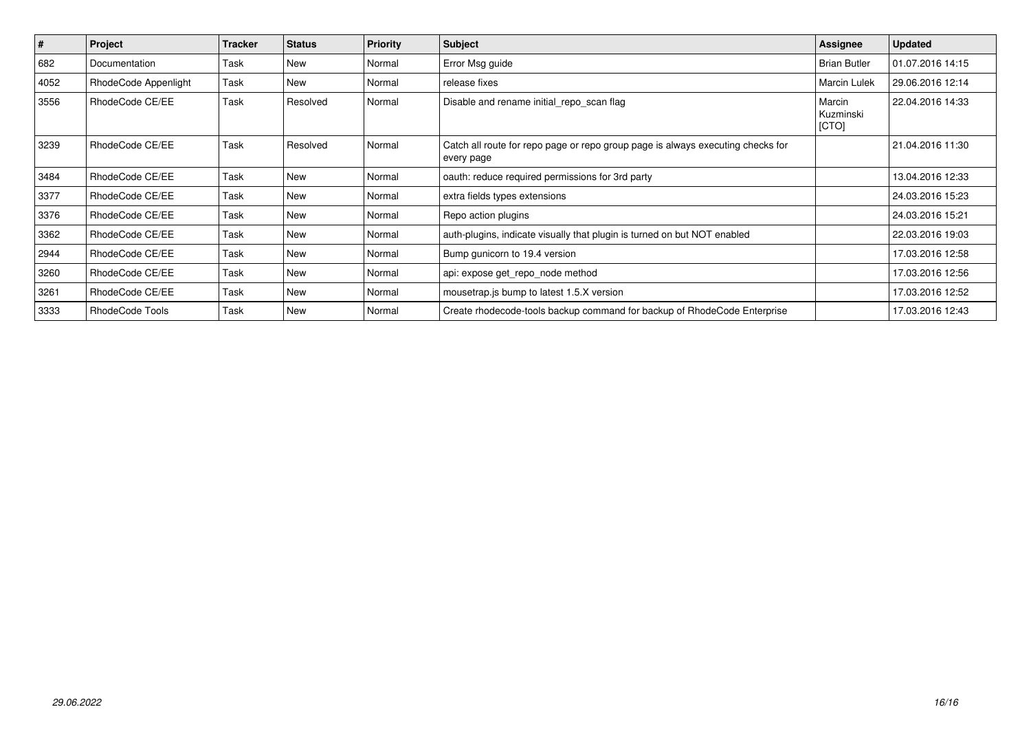| # | Project | Tracker | Status | Priority | Subject | Assignee | Updated |
|---|---|---|---|---|---|---|---|
| 682 | Documentation | Task | New | Normal | Error Msg guide | Brian Butler | 01.07.2016 14:15 |
| 4052 | RhodeCode Appenlight | Task | New | Normal | release fixes | Marcin Lulek | 29.06.2016 12:14 |
| 3556 | RhodeCode CE/EE | Task | Resolved | Normal | Disable and rename initial_repo_scan flag | Marcin Kuzminski [CTO] | 22.04.2016 14:33 |
| 3239 | RhodeCode CE/EE | Task | Resolved | Normal | Catch all route for repo page or repo group page is always executing checks for every page | | 21.04.2016 11:30 |
| 3484 | RhodeCode CE/EE | Task | New | Normal | oauth: reduce required permissions for 3rd party | | 13.04.2016 12:33 |
| 3377 | RhodeCode CE/EE | Task | New | Normal | extra fields types extensions | | 24.03.2016 15:23 |
| 3376 | RhodeCode CE/EE | Task | New | Normal | Repo action plugins | | 24.03.2016 15:21 |
| 3362 | RhodeCode CE/EE | Task | New | Normal | auth-plugins, indicate visually that plugin is turned on but NOT enabled | | 22.03.2016 19:03 |
| 2944 | RhodeCode CE/EE | Task | New | Normal | Bump gunicorn to 19.4 version | | 17.03.2016 12:58 |
| 3260 | RhodeCode CE/EE | Task | New | Normal | api: expose get_repo_node method | | 17.03.2016 12:56 |
| 3261 | RhodeCode CE/EE | Task | New | Normal | mousetrap.js bump to latest 1.5.X version | | 17.03.2016 12:52 |
| 3333 | RhodeCode Tools | Task | New | Normal | Create rhodecode-tools backup command for backup of RhodeCode Enterprise | | 17.03.2016 12:43 |